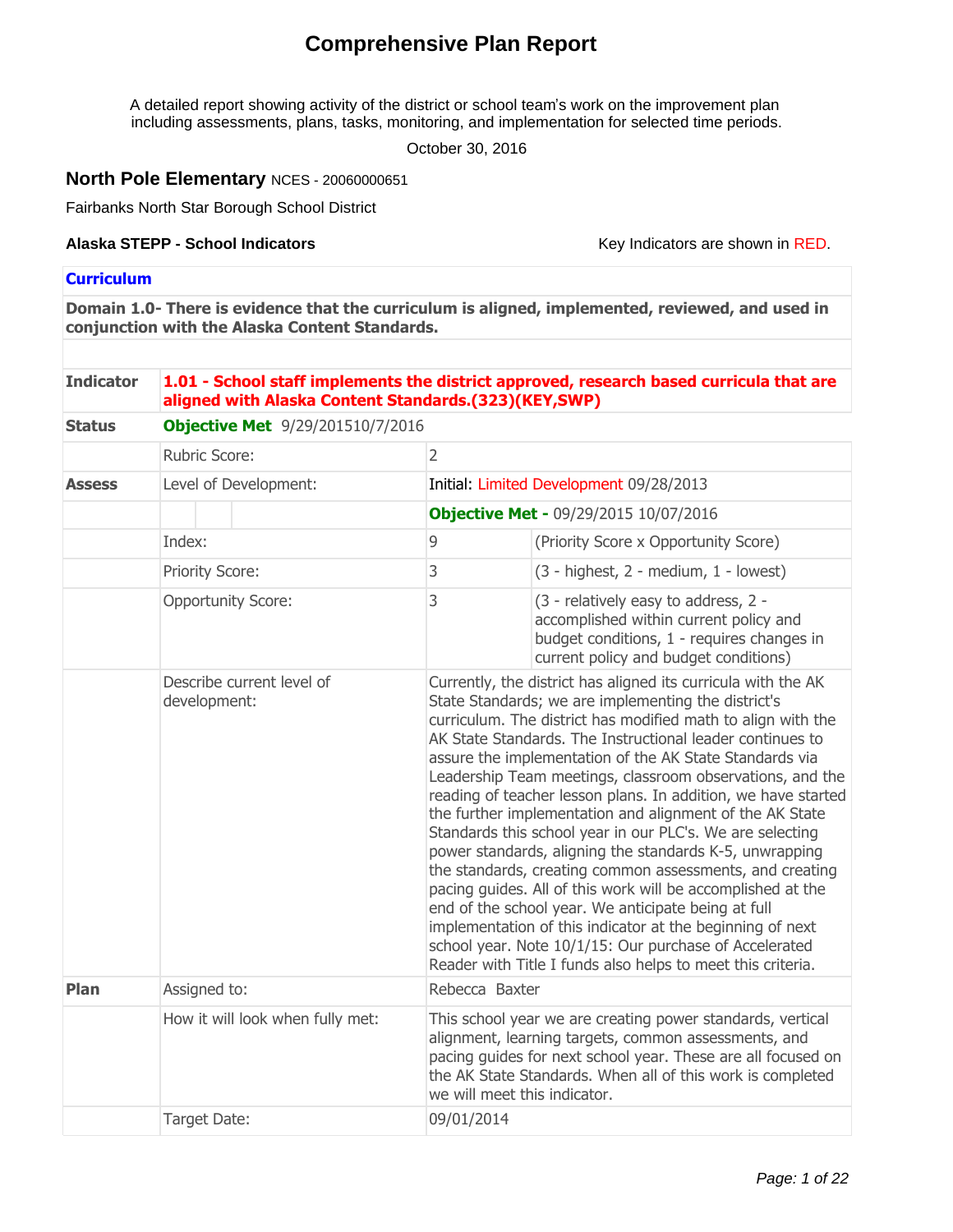# Comprehensive Plan Report

A detailed report showing activity of the district or school team's work on the improvement plan including assessments, plans, tasks, monitoring, and implementation for selected time periods.

October 30, 2016

## North Pole Elementary NCES - 20060000651

Fairbanks North Star Borough School District

**Alaska STEPP - School Indicators**

Key Indicators are shown in RED.

### Curriculum

**Domain 1.0- There is evidence that the curriculum is aligned, implemented, reviewed, and used in conjunction with the Alaska Content Standards.**

| | | | |
|---|---|---|---|
| **Indicator** | **1.01 - School staff implements the district approved, research based curricula that are aligned with Alaska Content Standards.(323)(KEY,SWP)** | | |
| **Status** | **Objective Met** 9/29/201510/7/2016 | | |
| | Rubric Score: | 2 | |
| **Assess** | Level of Development: | Initial: Limited Development 09/28/2013 | |
| | | **Objective Met -** 09/29/2015 10/07/2016 | |
| | Index: | 9 | (Priority Score x Opportunity Score) |
| | Priority Score: | 3 | (3 - highest, 2 - medium, 1 - lowest) |
| | Opportunity Score: | 3 | (3 - relatively easy to address, 2 - accomplished within current policy and budget conditions, 1 - requires changes in current policy and budget conditions) |
| | Describe current level of development: | Currently, the district has aligned its curricula with the AK State Standards; we are implementing the district's curriculum. The district has modified math to align with the AK State Standards. The Instructional leader continues to assure the implementation of the AK State Standards via Leadership Team meetings, classroom observations, and the reading of teacher lesson plans. In addition, we have started the further implementation and alignment of the AK State Standards this school year in our PLC's. We are selecting power standards, aligning the standards K-5, unwrapping the standards, creating common assessments, and creating pacing guides. All of this work will be accomplished at the end of the school year. We anticipate being at full implementation of this indicator at the beginning of next school year. Note 10/1/15: Our purchase of Accelerated Reader with Title I funds also helps to meet this criteria. | |
| **Plan** | Assigned to: | Rebecca Baxter | |
| | How it will look when fully met: | This school year we are creating power standards, vertical alignment, learning targets, common assessments, and pacing guides for next school year. These are all focused on the AK State Standards. When all of this work is completed we will meet this indicator. | |
| | Target Date: | 09/01/2014 | |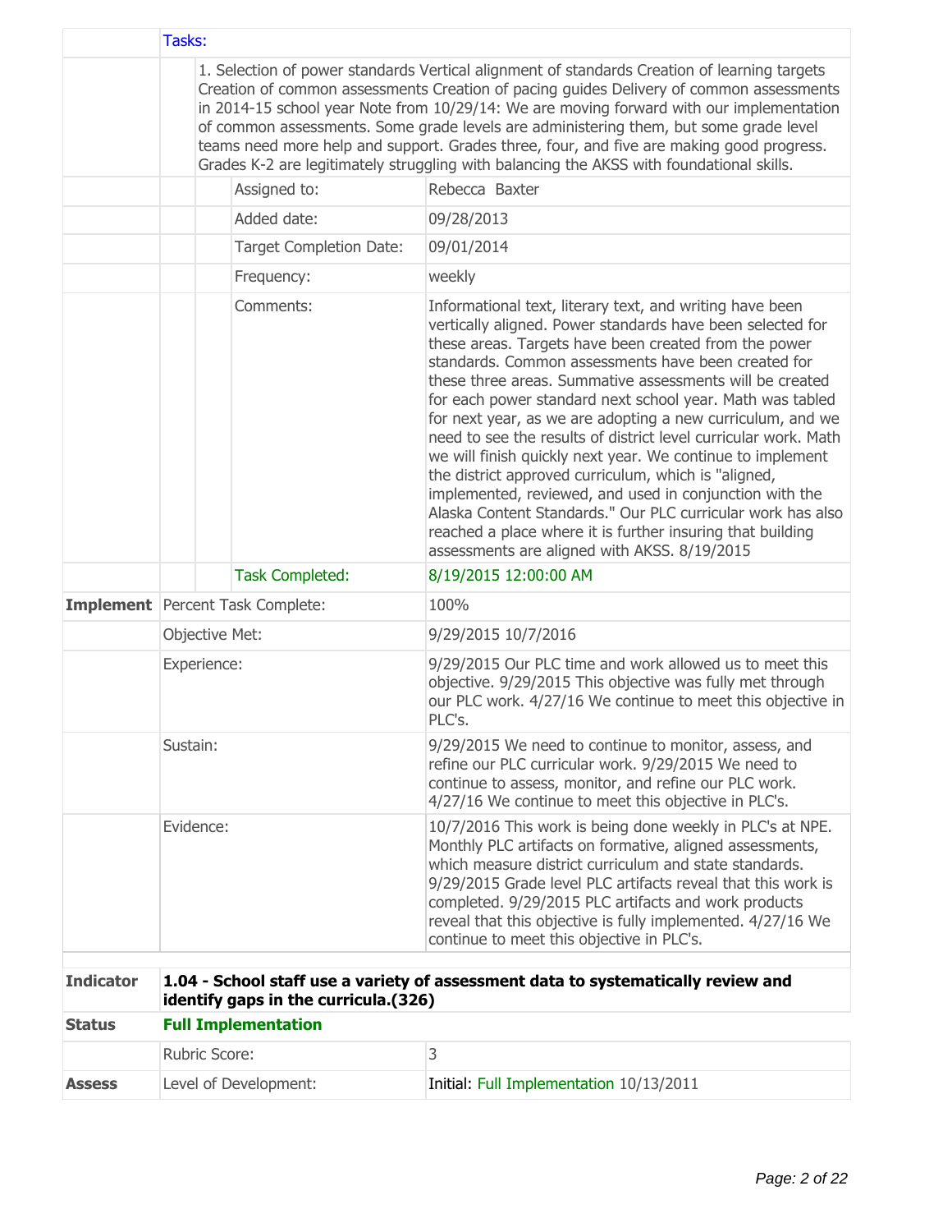| | Tasks: | |
|---|---|---|
| | 1. Selection of power standards Vertical alignment of standards Creation of learning targets Creation of common assessments Creation of pacing guides Delivery of common assessments in 2014-15 school year Note from 10/29/14: We are moving forward with our implementation of common assessments. Some grade levels are administering them, but some grade level teams need more help and support. Grades three, four, and five are making good progress. Grades K-2 are legitimately struggling with balancing the AKSS with foundational skills. | |
| | Assigned to: | Rebecca Baxter |
| | Added date: | 09/28/2013 |
| | Target Completion Date: | 09/01/2014 |
| | Frequency: | weekly |
| | Comments: | Informational text, literary text, and writing have been vertically aligned. Power standards have been selected for these areas. Targets have been created from the power standards. Common assessments have been created for these three areas. Summative assessments will be created for each power standard next school year. Math was tabled for next year, as we are adopting a new curriculum, and we need to see the results of district level curricular work. Math we will finish quickly next year. We continue to implement the district approved curriculum, which is "aligned, implemented, reviewed, and used in conjunction with the Alaska Content Standards." Our PLC curricular work has also reached a place where it is further insuring that building assessments are aligned with AKSS. 8/19/2015 |
| | Task Completed: | 8/19/2015 12:00:00 AM |
| **Implement** | Percent Task Complete: | 100% |
| | Objective Met: | 9/29/2015 10/7/2016 |
| | Experience: | 9/29/2015 Our PLC time and work allowed us to meet this objective. 9/29/2015 This objective was fully met through our PLC work. 4/27/16 We continue to meet this objective in PLC's. |
| | Sustain: | 9/29/2015 We need to continue to monitor, assess, and refine our PLC curricular work. 9/29/2015 We need to continue to assess, monitor, and refine our PLC work. 4/27/16 We continue to meet this objective in PLC's. |
| | Evidence: | 10/7/2016 This work is being done weekly in PLC's at NPE. Monthly PLC artifacts on formative, aligned assessments, which measure district curriculum and state standards. 9/29/2015 Grade level PLC artifacts reveal that this work is completed. 9/29/2015 PLC artifacts and work products reveal that this objective is fully implemented. 4/27/16 We continue to meet this objective in PLC's. |

| **Indicator** | **1.04 - School staff use a variety of assessment data to systematically review and identify gaps in the curricula.(326)** | |
|---|---|---|
| **Status** | **Full Implementation** | |
| | Rubric Score: | 3 |
| **Assess** | Level of Development: | Initial: Full Implementation 10/13/2011 |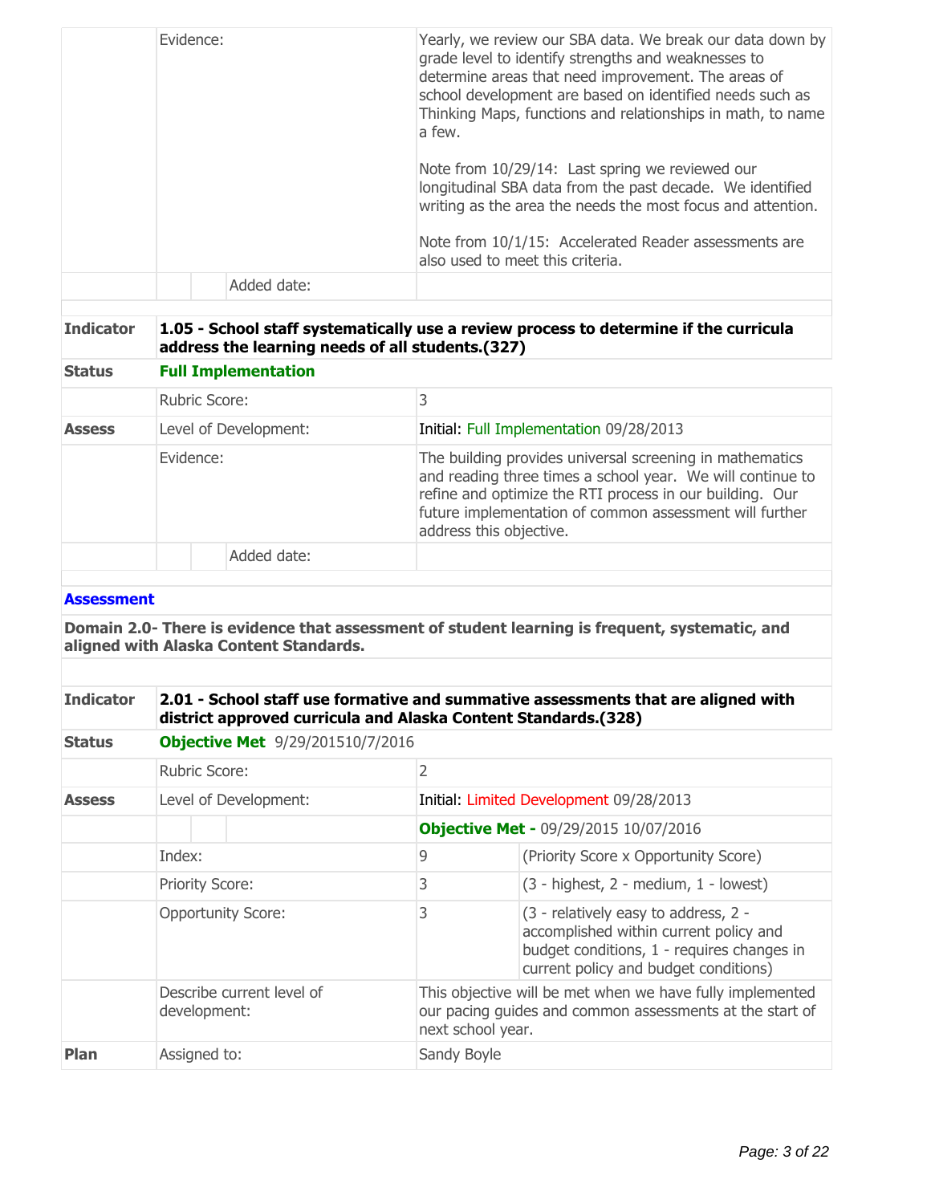| | | |
|---|---|---|
| | Evidence: | Yearly, we review our SBA data. We break our data down by grade level to identify strengths and weaknesses to determine areas that need improvement. The areas of school development are based on identified needs such as Thinking Maps, functions and relationships in math, to name a few.<br><br>Note from 10/29/14: Last spring we reviewed our longitudinal SBA data from the past decade. We identified writing as the area the needs the most focus and attention.<br><br>Note from 10/1/15: Accelerated Reader assessments are also used to meet this criteria. |
| | Added date: | |

| | | |
|---|---|---|
| **Indicator** | **1.05 - School staff systematically use a review process to determine if the curricula address the learning needs of all students.(327)** | |
| **Status** | **Full Implementation** | |
| | Rubric Score: | 3 |
| **Assess** | Level of Development: | Initial: Full Implementation 09/28/2013 |
| | Evidence: | The building provides universal screening in mathematics and reading three times a school year. We will continue to refine and optimize the RTI process in our building. Our future implementation of common assessment will further address this objective. |
| | Added date: | |

**Assessment**

**Domain 2.0- There is evidence that assessment of student learning is frequent, systematic, and aligned with Alaska Content Standards.**

| | | | |
|---|---|---|---|
| **Indicator** | **2.01 - School staff use formative and summative assessments that are aligned with district approved curricula and Alaska Content Standards.(328)** | | |
| **Status** | **Objective Met** 9/29/201510/7/2016 | | |
| | Rubric Score: | 2 | |
| **Assess** | Level of Development: | Initial: Limited Development 09/28/2013 | |
| | | **Objective Met -** 09/29/2015 10/07/2016 | |
| | Index: | 9 | (Priority Score x Opportunity Score) |
| | Priority Score: | 3 | (3 - highest, 2 - medium, 1 - lowest) |
| | Opportunity Score: | 3 | (3 - relatively easy to address, 2 - accomplished within current policy and budget conditions, 1 - requires changes in current policy and budget conditions) |
| | Describe current level of development: | This objective will be met when we have fully implemented our pacing guides and common assessments at the start of next school year. | |
| **Plan** | Assigned to: | Sandy Boyle | |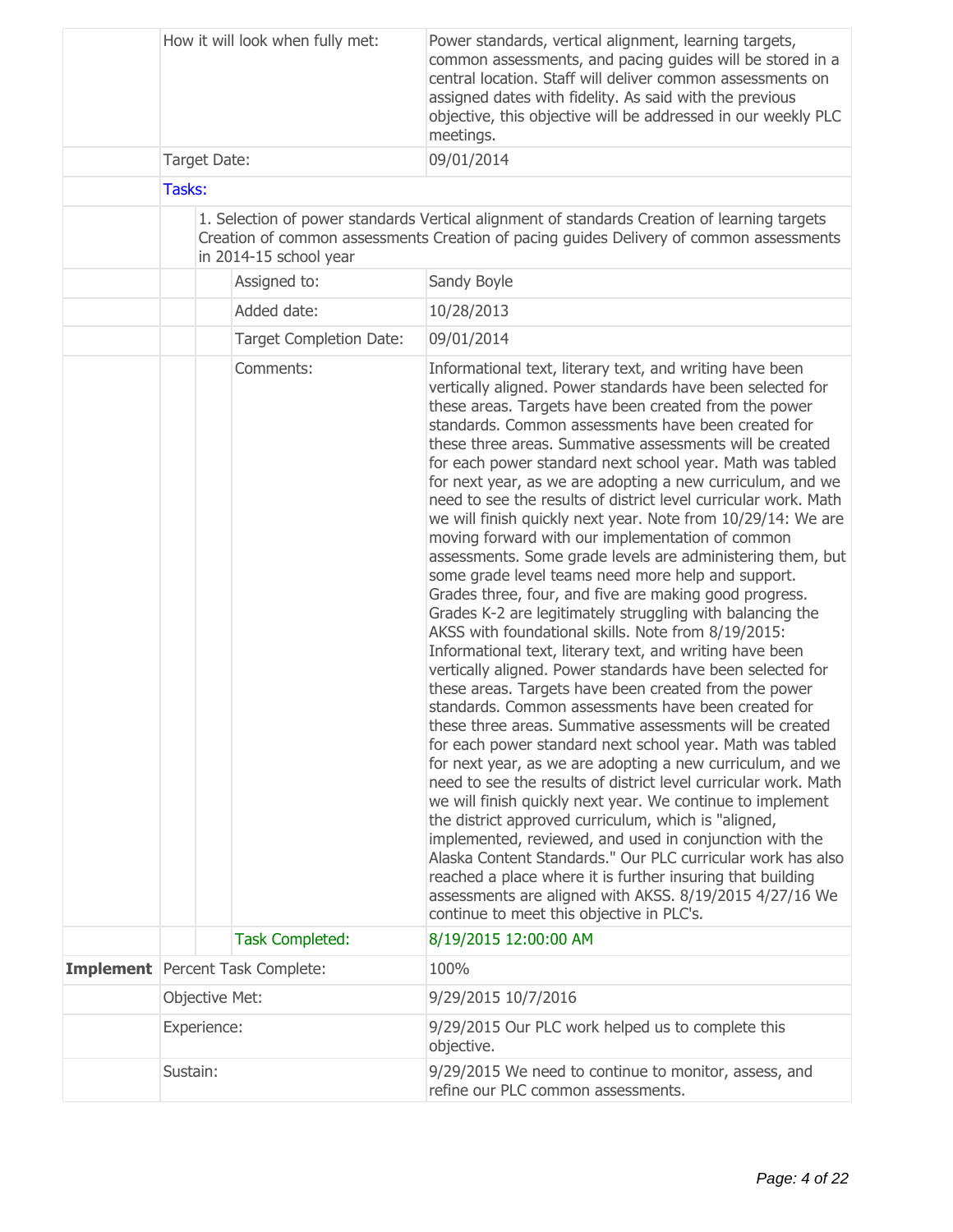| | | |
|---|---|---|
| | How it will look when fully met: | Power standards, vertical alignment, learning targets, common assessments, and pacing guides will be stored in a central location. Staff will deliver common assessments on assigned dates with fidelity. As said with the previous objective, this objective will be addressed in our weekly PLC meetings. |
| | Target Date: | 09/01/2014 |
| | Tasks: | |
| | 1. Selection of power standards Vertical alignment of standards Creation of learning targets Creation of common assessments Creation of pacing guides Delivery of common assessments in 2014-15 school year | |
| | Assigned to: | Sandy Boyle |
| | Added date: | 10/28/2013 |
| | Target Completion Date: | 09/01/2014 |
| | Comments: | Informational text, literary text, and writing have been vertically aligned. Power standards have been selected for these areas. Targets have been created from the power standards. Common assessments have been created for these three areas. Summative assessments will be created for each power standard next school year. Math was tabled for next year, as we are adopting a new curriculum, and we need to see the results of district level curricular work. Math we will finish quickly next year. Note from 10/29/14: We are moving forward with our implementation of common assessments. Some grade levels are administering them, but some grade level teams need more help and support. Grades three, four, and five are making good progress. Grades K-2 are legitimately struggling with balancing the AKSS with foundational skills. Note from 8/19/2015: Informational text, literary text, and writing have been vertically aligned. Power standards have been selected for these areas. Targets have been created from the power standards. Common assessments have been created for these three areas. Summative assessments will be created for each power standard next school year. Math was tabled for next year, as we are adopting a new curriculum, and we need to see the results of district level curricular work. Math we will finish quickly next year. We continue to implement the district approved curriculum, which is "aligned, implemented, reviewed, and used in conjunction with the Alaska Content Standards." Our PLC curricular work has also reached a place where it is further insuring that building assessments are aligned with AKSS. 8/19/2015 4/27/16 We continue to meet this objective in PLC's. |
| | Task Completed: | 8/19/2015 12:00:00 AM |
| **Implement** | Percent Task Complete: | 100% |
| | Objective Met: | 9/29/2015 10/7/2016 |
| | Experience: | 9/29/2015 Our PLC work helped us to complete this objective. |
| | Sustain: | 9/29/2015 We need to continue to monitor, assess, and refine our PLC common assessments. |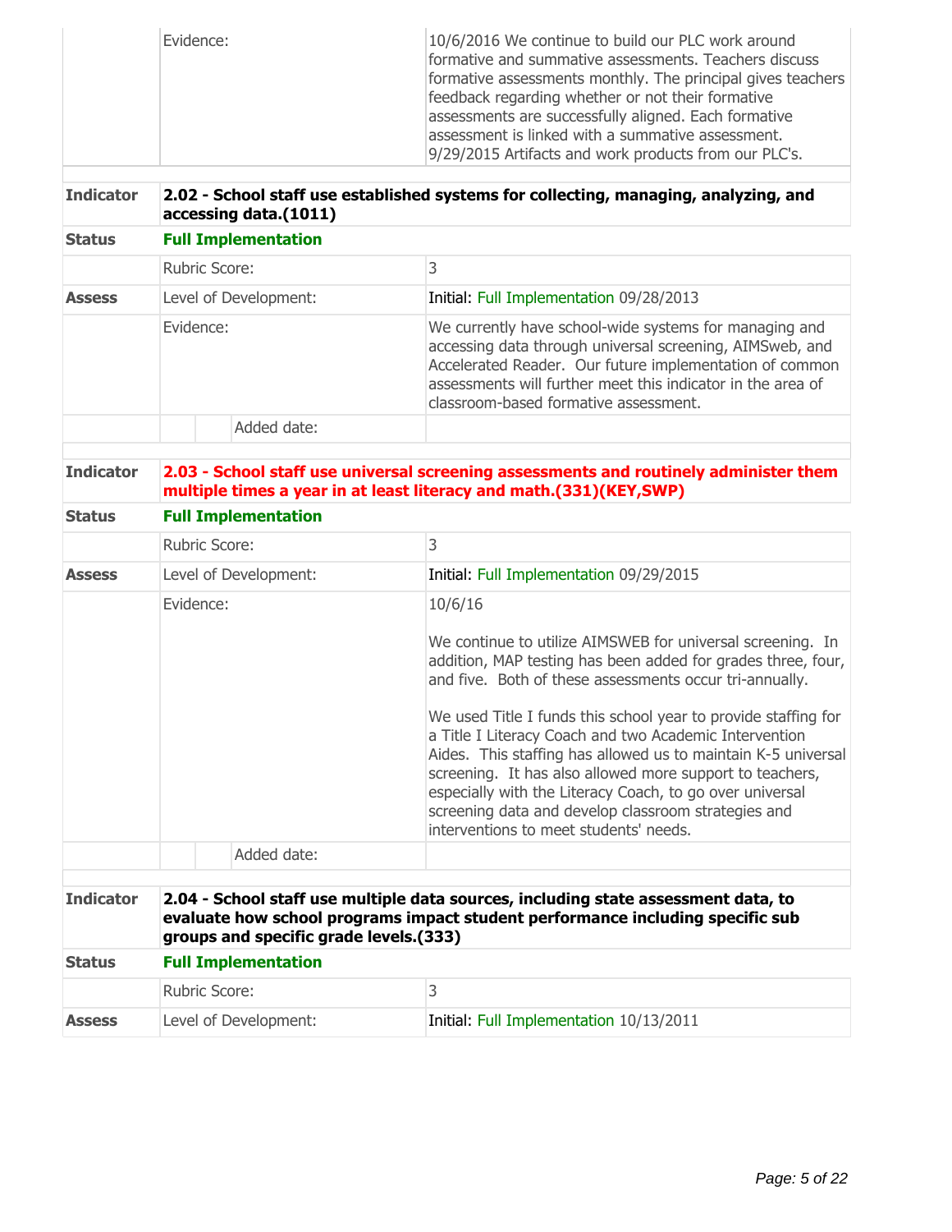| | | |
|---|---|---|
| | Evidence: | 10/6/2016 We continue to build our PLC work around formative and summative assessments. Teachers discuss formative assessments monthly. The principal gives teachers feedback regarding whether or not their formative assessments are successfully aligned. Each formative assessment is linked with a summative assessment. 9/29/2015 Artifacts and work products from our PLC's. |

| | | |
|---|---|---|
| **Indicator** | **2.02 - School staff use established systems for collecting, managing, analyzing, and accessing data.(1011)** | |
| **Status** | **Full Implementation** | |
| | Rubric Score: | 3 |
| **Assess** | Level of Development: | Initial: Full Implementation 09/28/2013 |
| | Evidence: | We currently have school-wide systems for managing and accessing data through universal screening, AIMSweb, and Accelerated Reader. Our future implementation of common assessments will further meet this indicator in the area of classroom-based formative assessment. |
| | Added date: | |

| | | |
|---|---|---|
| **Indicator** | **2.03 - School staff use universal screening assessments and routinely administer them multiple times a year in at least literacy and math.(331)(KEY,SWP)** | |
| **Status** | **Full Implementation** | |
| | Rubric Score: | 3 |
| **Assess** | Level of Development: | Initial: Full Implementation 09/29/2015 |
| | Evidence: | 10/6/16<br><br>We continue to utilize AIMSWEB for universal screening. In addition, MAP testing has been added for grades three, four, and five. Both of these assessments occur tri-annually.<br><br>We used Title I funds this school year to provide staffing for a Title I Literacy Coach and two Academic Intervention Aides. This staffing has allowed us to maintain K-5 universal screening. It has also allowed more support to teachers, especially with the Literacy Coach, to go over universal screening data and develop classroom strategies and interventions to meet students' needs. |
| | Added date: | |

| | | |
|---|---|---|
| **Indicator** | **2.04 - School staff use multiple data sources, including state assessment data, to evaluate how school programs impact student performance including specific sub groups and specific grade levels.(333)** | |
| **Status** | **Full Implementation** | |
| | Rubric Score: | 3 |
| **Assess** | Level of Development: | Initial: Full Implementation 10/13/2011 |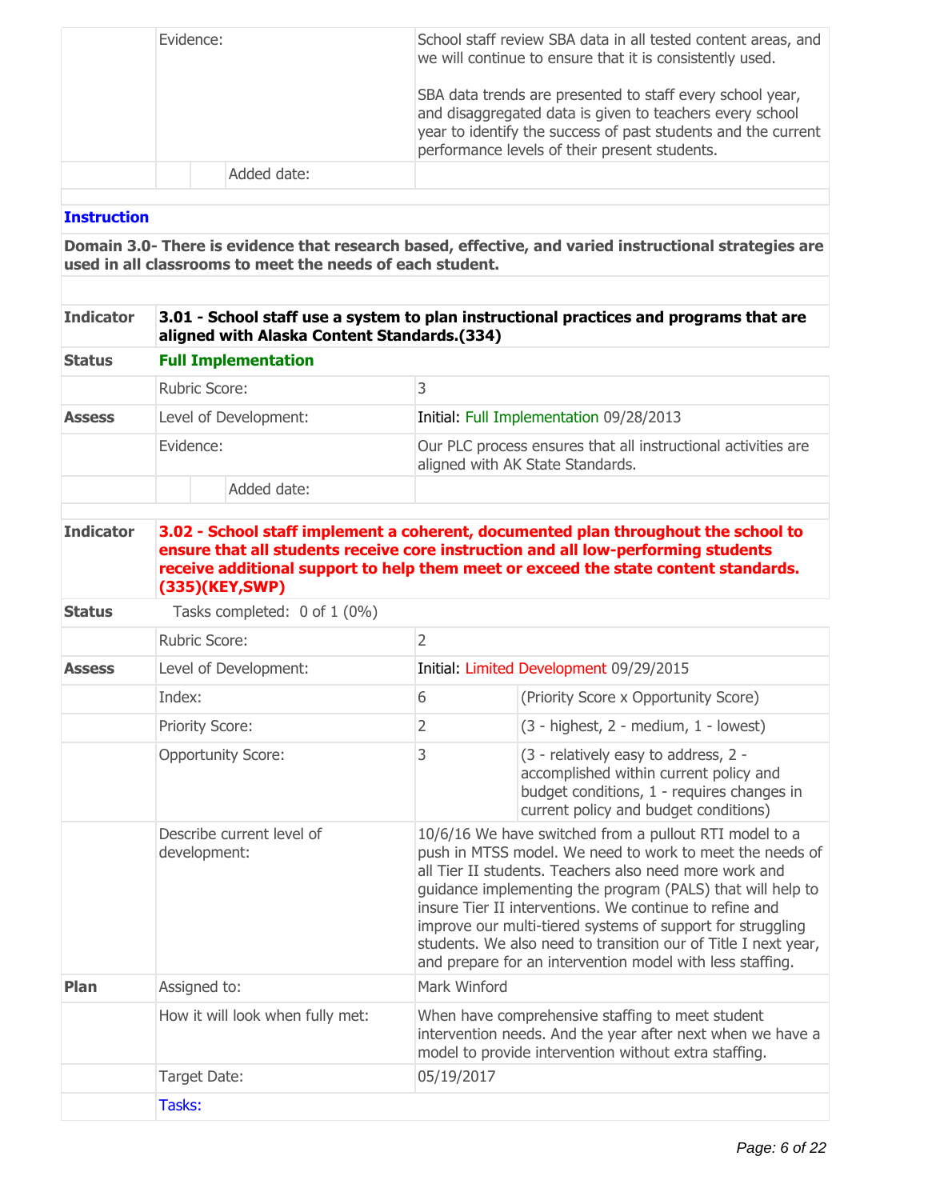| | | |
|---|---|---|
| | Evidence: | School staff review SBA data in all tested content areas, and we will continue to ensure that it is consistently used.<br><br>SBA data trends are presented to staff every school year, and disaggregated data is given to teachers every school year to identify the success of past students and the current performance levels of their present students. |
| | Added date: | |

## Instruction

**Domain 3.0- There is evidence that research based, effective, and varied instructional strategies are used in all classrooms to meet the needs of each student.**

| | | | |
|---|---|---|---|
| **Indicator** | **3.01 - School staff use a system to plan instructional practices and programs that are aligned with Alaska Content Standards.(334)** | | |
| **Status** | **Full Implementation** | | |
| | Rubric Score: | 3 | |
| **Assess** | Level of Development: | Initial: Full Implementation 09/28/2013 | |
| | Evidence: | Our PLC process ensures that all instructional activities are aligned with AK State Standards. | |
| | Added date: | | |

| | | | |
|---|---|---|---|
| **Indicator** | **3.02 - School staff implement a coherent, documented plan throughout the school to ensure that all students receive core instruction and all low-performing students receive additional support to help them meet or exceed the state content standards.(335)(KEY,SWP)** | | |
| **Status** | Tasks completed: 0 of 1 (0%) | | |
| | Rubric Score: | 2 | |
| **Assess** | Level of Development: | Initial: Limited Development 09/29/2015 | |
| | Index: | 6 | (Priority Score x Opportunity Score) |
| | Priority Score: | 2 | (3 - highest, 2 - medium, 1 - lowest) |
| | Opportunity Score: | 3 | (3 - relatively easy to address, 2 - accomplished within current policy and budget conditions, 1 - requires changes in current policy and budget conditions) |
| | Describe current level of development: | 10/6/16 We have switched from a pullout RTI model to a push in MTSS model. We need to work to meet the needs of all Tier II students. Teachers also need more work and guidance implementing the program (PALS) that will help to insure Tier II interventions. We continue to refine and improve our multi-tiered systems of support for struggling students. We also need to transition our of Title I next year, and prepare for an intervention model with less staffing. | |
| **Plan** | Assigned to: | Mark Winford | |
| | How it will look when fully met: | When have comprehensive staffing to meet student intervention needs. And the year after next when we have a model to provide intervention without extra staffing. | |
| | Target Date: | 05/19/2017 | |
| | Tasks: | | |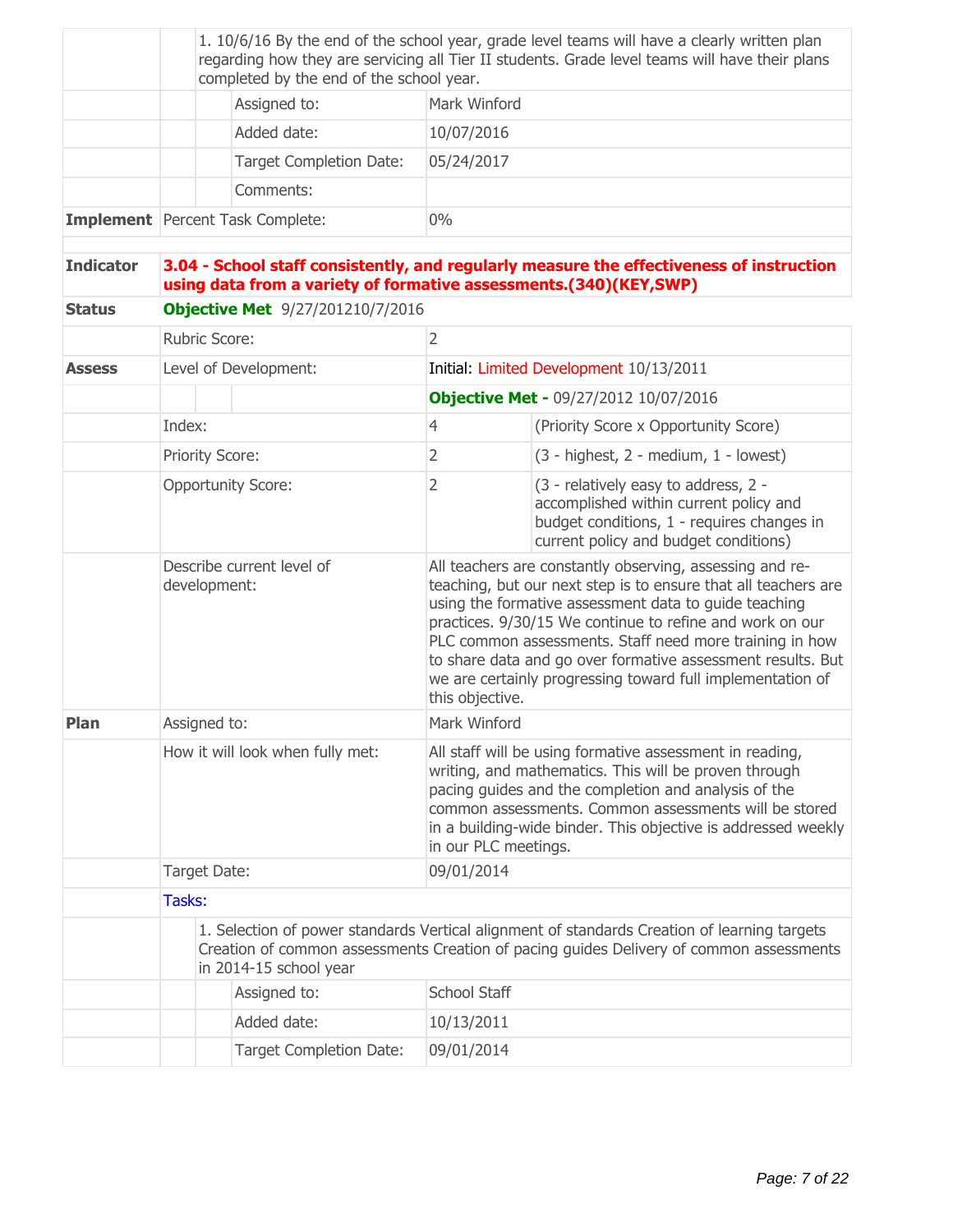| | | | |
|---|---|---|---|
| | 1. 10/6/16 By the end of the school year, grade level teams will have a clearly written plan regarding how they are servicing all Tier II students. Grade level teams will have their plans completed by the end of the school year. | | |
| | Assigned to: | Mark Winford | |
| | Added date: | 10/07/2016 | |
| | Target Completion Date: | 05/24/2017 | |
| | Comments: | | |
| **Implement** | Percent Task Complete: | 0% | |
| | | | |
| **Indicator** | **3.04 - School staff consistently, and regularly measure the effectiveness of instruction using data from a variety of formative assessments.(340)(KEY,SWP)** | | |
| **Status** | **Objective Met** 9/27/201210/7/2016 | | |
| | Rubric Score: | 2 | |
| **Assess** | Level of Development: | Initial: Limited Development 10/13/2011 | |
| | | **Objective Met -** 09/27/2012 10/07/2016 | |
| | Index: | 4 | (Priority Score x Opportunity Score) |
| | Priority Score: | 2 | (3 - highest, 2 - medium, 1 - lowest) |
| | Opportunity Score: | 2 | (3 - relatively easy to address, 2 - accomplished within current policy and budget conditions, 1 - requires changes in current policy and budget conditions) |
| | Describe current level of development: | All teachers are constantly observing, assessing and re-teaching, but our next step is to ensure that all teachers are using the formative assessment data to guide teaching practices. 9/30/15 We continue to refine and work on our PLC common assessments. Staff need more training in how to share data and go over formative assessment results. But we are certainly progressing toward full implementation of this objective. | |
| **Plan** | Assigned to: | Mark Winford | |
| | How it will look when fully met: | All staff will be using formative assessment in reading, writing, and mathematics. This will be proven through pacing guides and the completion and analysis of the common assessments. Common assessments will be stored in a building-wide binder. This objective is addressed weekly in our PLC meetings. | |
| | Target Date: | 09/01/2014 | |
| | Tasks: | | |
| | 1. Selection of power standards Vertical alignment of standards Creation of learning targets Creation of common assessments Creation of pacing guides Delivery of common assessments in 2014-15 school year | | |
| | Assigned to: | School Staff | |
| | Added date: | 10/13/2011 | |
| | Target Completion Date: | 09/01/2014 | |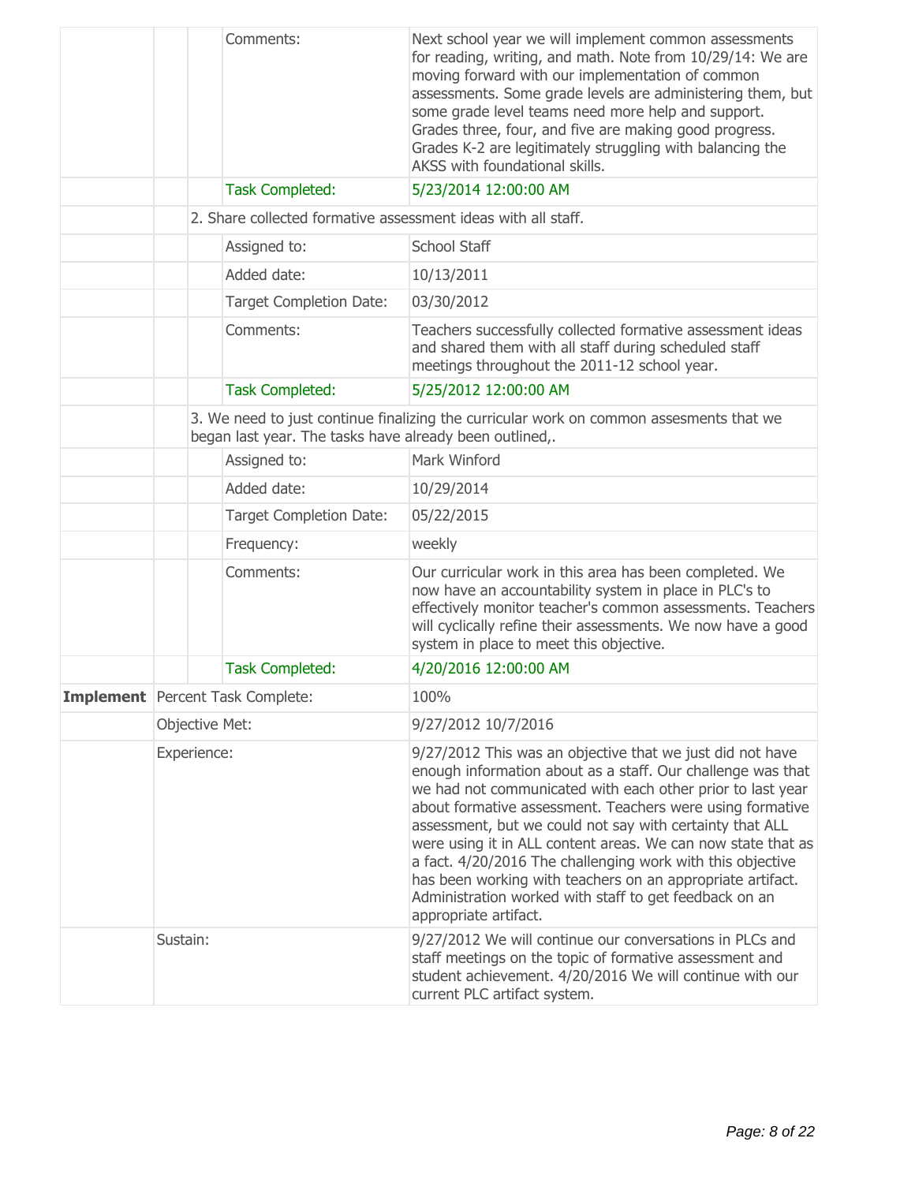| | | | |
|---|---|---|---|
| | | Comments: | Next school year we will implement common assessments for reading, writing, and math. Note from 10/29/14: We are moving forward with our implementation of common assessments. Some grade levels are administering them, but some grade level teams need more help and support. Grades three, four, and five are making good progress. Grades K-2 are legitimately struggling with balancing the AKSS with foundational skills. |
| | | Task Completed: | 5/23/2014 12:00:00 AM |
| | 2. Share collected formative assessment ideas with all staff. | | |
| | | Assigned to: | School Staff |
| | | Added date: | 10/13/2011 |
| | | Target Completion Date: | 03/30/2012 |
| | | Comments: | Teachers successfully collected formative assessment ideas and shared them with all staff during scheduled staff meetings throughout the 2011-12 school year. |
| | | Task Completed: | 5/25/2012 12:00:00 AM |
| | 3. We need to just continue finalizing the curricular work on common assesments that we began last year. The tasks have already been outlined,. | | |
| | | Assigned to: | Mark Winford |
| | | Added date: | 10/29/2014 |
| | | Target Completion Date: | 05/22/2015 |
| | | Frequency: | weekly |
| | | Comments: | Our curricular work in this area has been completed. We now have an accountability system in place in PLC's to effectively monitor teacher's common assessments. Teachers will cyclically refine their assessments. We now have a good system in place to meet this objective. |
| | | Task Completed: | 4/20/2016 12:00:00 AM |
| **Implement** | Percent Task Complete: | | 100% |
| | Objective Met: | | 9/27/2012 10/7/2016 |
| | Experience: | | 9/27/2012 This was an objective that we just did not have enough information about as a staff. Our challenge was that we had not communicated with each other prior to last year about formative assessment. Teachers were using formative assessment, but we could not say with certainty that ALL were using it in ALL content areas. We can now state that as a fact. 4/20/2016 The challenging work with this objective has been working with teachers on an appropriate artifact. Administration worked with staff to get feedback on an appropriate artifact. |
| | Sustain: | | 9/27/2012 We will continue our conversations in PLCs and staff meetings on the topic of formative assessment and student achievement. 4/20/2016 We will continue with our current PLC artifact system. |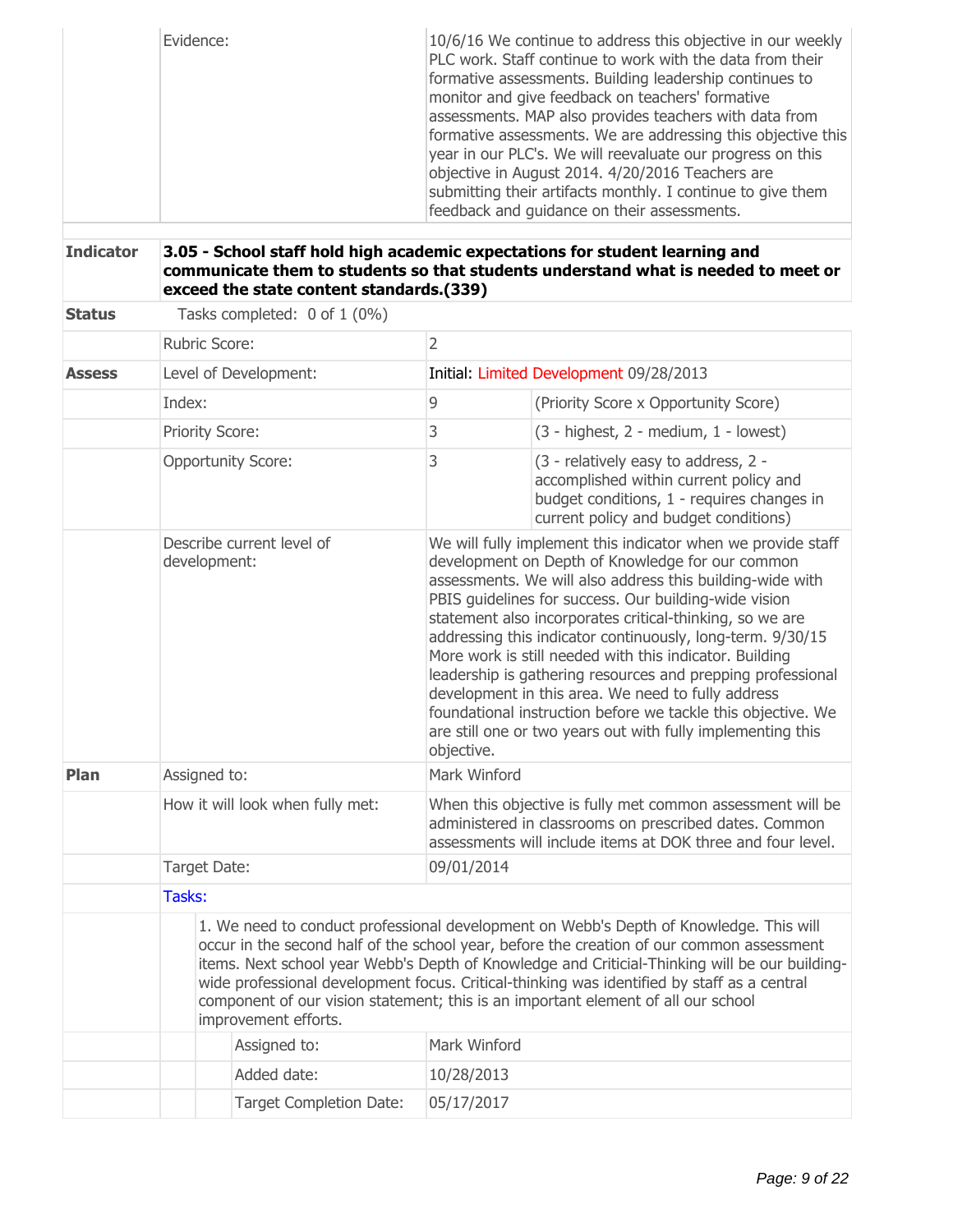| | | |
|---|---|---|
| | Evidence: | 10/6/16 We continue to address this objective in our weekly PLC work. Staff continue to work with the data from their formative assessments. Building leadership continues to monitor and give feedback on teachers' formative assessments. MAP also provides teachers with data from formative assessments. We are addressing this objective this year in our PLC's. We will reevaluate our progress on this objective in August 2014. 4/20/2016 Teachers are submitting their artifacts monthly. I continue to give them feedback and guidance on their assessments. |

**Indicator** **3.05 - School staff hold high academic expectations for student learning and communicate them to students so that students understand what is needed to meet or exceed the state content standards.(339)**

**Status** Tasks completed: 0 of 1 (0%)

| | | | |
|---|---|---|---|
| | Rubric Score: | 2 | |
| **Assess** | Level of Development: | Initial: Limited Development 09/28/2013 | |
| | Index: | 9 | (Priority Score x Opportunity Score) |
| | Priority Score: | 3 | (3 - highest, 2 - medium, 1 - lowest) |
| | Opportunity Score: | 3 | (3 - relatively easy to address, 2 - accomplished within current policy and budget conditions, 1 - requires changes in current policy and budget conditions) |
| | Describe current level of development: | We will fully implement this indicator when we provide staff development on Depth of Knowledge for our common assessments. We will also address this building-wide with PBIS guidelines for success. Our building-wide vision statement also incorporates critical-thinking, so we are addressing this indicator continuously, long-term. 9/30/15 More work is still needed with this indicator. Building leadership is gathering resources and prepping professional development in this area. We need to fully address foundational instruction before we tackle this objective. We are still one or two years out with fully implementing this objective. | |
| **Plan** | Assigned to: | Mark Winford | |
| | How it will look when fully met: | When this objective is fully met common assessment will be administered in classrooms on prescribed dates. Common assessments will include items at DOK three and four level. | |
| | Target Date: | 09/01/2014 | |

Tasks:

1. We need to conduct professional development on Webb's Depth of Knowledge. This will occur in the second half of the school year, before the creation of our common assessment items. Next school year Webb's Depth of Knowledge and Criticial-Thinking will be our building-wide professional development focus. Critical-thinking was identified by staff as a central component of our vision statement; this is an important element of all our school improvement efforts.

| | |
|---|---|
| Assigned to: | Mark Winford |
| Added date: | 10/28/2013 |
| Target Completion Date: | 05/17/2017 |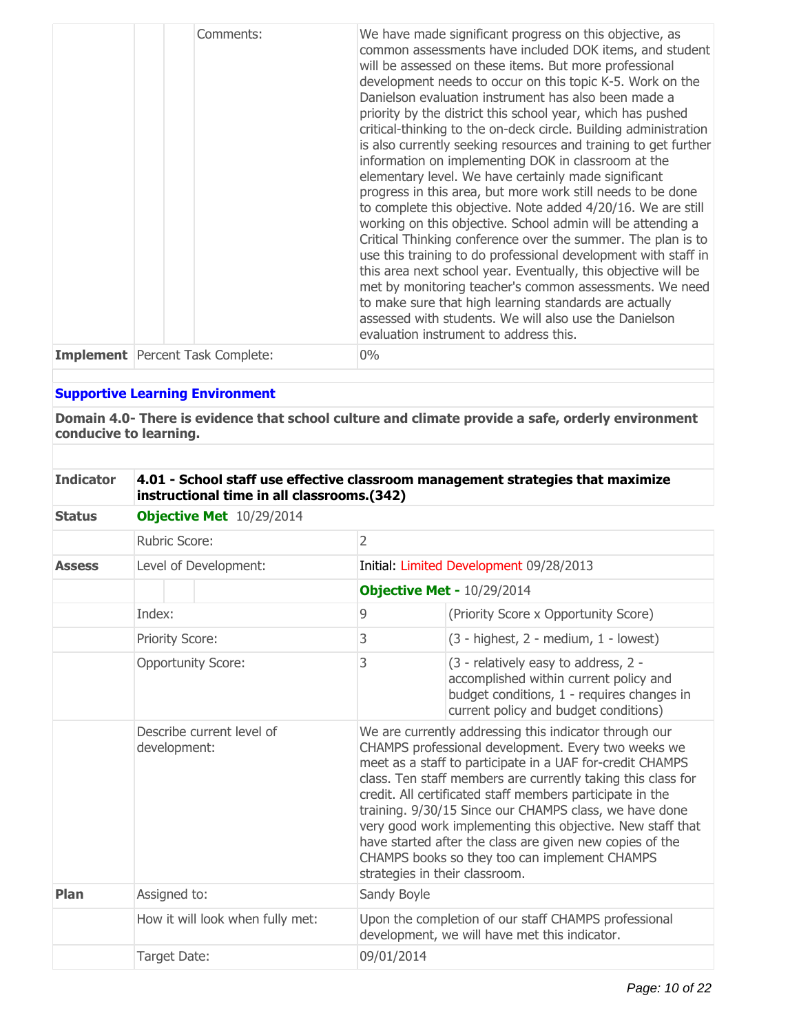| | | |
|---|---|---|
| | Comments: | We have made significant progress on this objective, as common assessments have included DOK items, and student will be assessed on these items. But more professional development needs to occur on this topic K-5. Work on the Danielson evaluation instrument has also been made a priority by the district this school year, which has pushed critical-thinking to the on-deck circle. Building administration is also currently seeking resources and training to get further information on implementing DOK in classroom at the elementary level. We have certainly made significant progress in this area, but more work still needs to be done to complete this objective. Note added 4/20/16. We are still working on this objective. School admin will be attending a Critical Thinking conference over the summer. The plan is to use this training to do professional development with staff in this area next school year. Eventually, this objective will be met by monitoring teacher's common assessments. We need to make sure that high learning standards are actually assessed with students. We will also use the Danielson evaluation instrument to address this. |
| **Implement** | Percent Task Complete: | 0% |

**Supportive Learning Environment**

**Domain 4.0- There is evidence that school culture and climate provide a safe, orderly environment conducive to learning.**

| | | | |
|---|---|---|---|
| **Indicator** | **4.01 - School staff use effective classroom management strategies that maximize instructional time in all classrooms.(342)** | | |
| **Status** | **Objective Met** 10/29/2014 | | |
| | Rubric Score: | 2 | |
| **Assess** | Level of Development: | Initial: Limited Development 09/28/2013 | |
| | | **Objective Met -** 10/29/2014 | |
| | Index: | 9 | (Priority Score x Opportunity Score) |
| | Priority Score: | 3 | (3 - highest, 2 - medium, 1 - lowest) |
| | Opportunity Score: | 3 | (3 - relatively easy to address, 2 - accomplished within current policy and budget conditions, 1 - requires changes in current policy and budget conditions) |
| | Describe current level of development: | We are currently addressing this indicator through our CHAMPS professional development. Every two weeks we meet as a staff to participate in a UAF for-credit CHAMPS class. Ten staff members are currently taking this class for credit. All certificated staff members participate in the training. 9/30/15 Since our CHAMPS class, we have done very good work implementing this objective. New staff that have started after the class are given new copies of the CHAMPS books so they too can implement CHAMPS strategies in their classroom. | |
| **Plan** | Assigned to: | Sandy Boyle | |
| | How it will look when fully met: | Upon the completion of our staff CHAMPS professional development, we will have met this indicator. | |
| | Target Date: | 09/01/2014 | |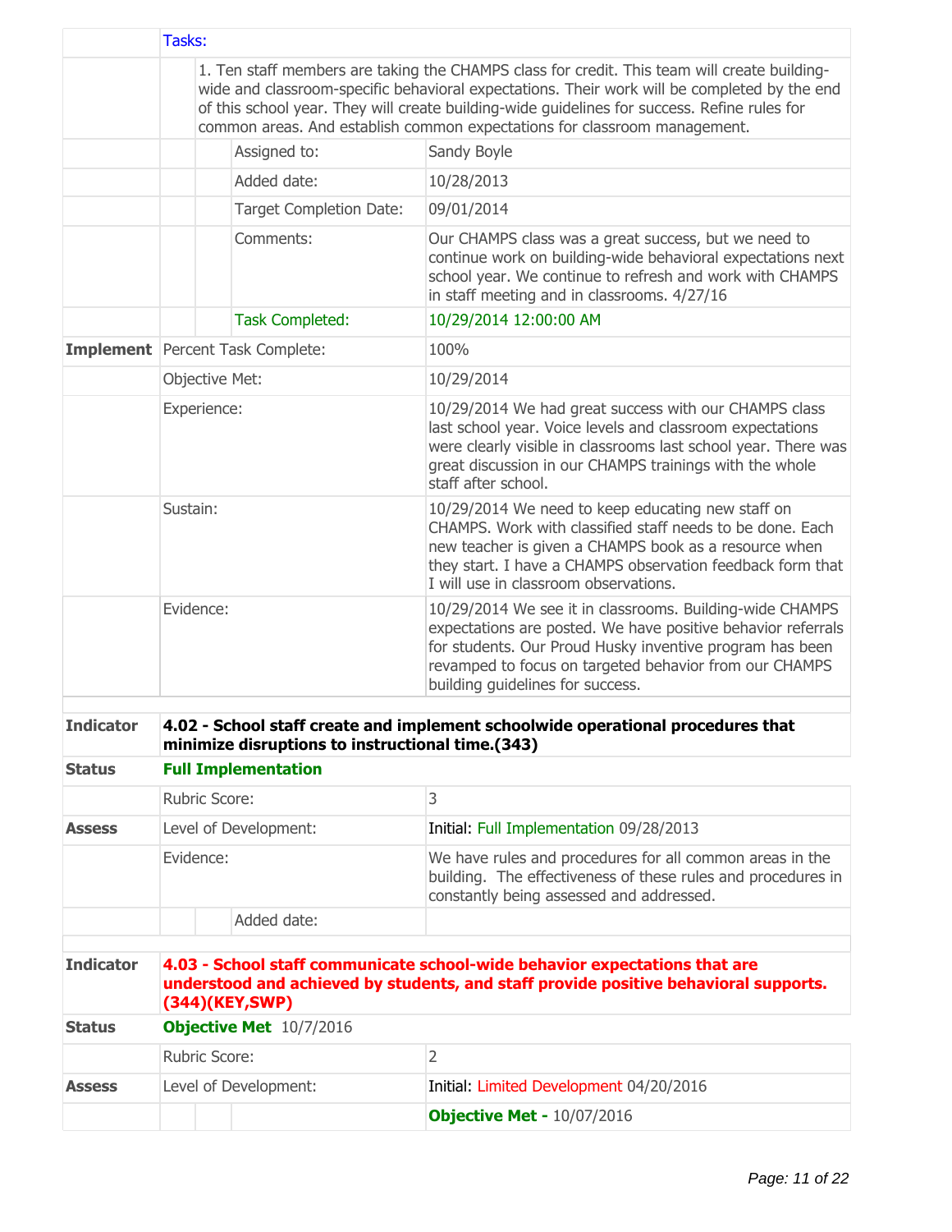| | | | | |
|---|---|---|---|---|
| | Tasks: | | | |
| | | 1. Ten staff members are taking the CHAMPS class for credit. This team will create building-wide and classroom-specific behavioral expectations. Their work will be completed by the end of this school year. They will create building-wide guidelines for success. Refine rules for common areas. And establish common expectations for classroom management. | | |
| | | | Assigned to: | Sandy Boyle |
| | | | Added date: | 10/28/2013 |
| | | | Target Completion Date: | 09/01/2014 |
| | | | Comments: | Our CHAMPS class was a great success, but we need to continue work on building-wide behavioral expectations next school year. We continue to refresh and work with CHAMPS in staff meeting and in classrooms. 4/27/16 |
| | | | Task Completed: | 10/29/2014 12:00:00 AM |
| **Implement** | Percent Task Complete: | | | 100% |
| | Objective Met: | | | 10/29/2014 |
| | Experience: | | | 10/29/2014 We had great success with our CHAMPS class last school year. Voice levels and classroom expectations were clearly visible in classrooms last school year. There was great discussion in our CHAMPS trainings with the whole staff after school. |
| | Sustain: | | | 10/29/2014 We need to keep educating new staff on CHAMPS. Work with classified staff needs to be done. Each new teacher is given a CHAMPS book as a resource when they start. I have a CHAMPS observation feedback form that I will use in classroom observations. |
| | Evidence: | | | 10/29/2014 We see it in classrooms. Building-wide CHAMPS expectations are posted. We have positive behavior referrals for students. Our Proud Husky inventive program has been revamped to focus on targeted behavior from our CHAMPS building guidelines for success. |

| | | | | |
|---|---|---|---|---|
| **Indicator** | **4.02 - School staff create and implement schoolwide operational procedures that minimize disruptions to instructional time.(343)** | | | |
| **Status** | **Full Implementation** | | | |
| | Rubric Score: | | | 3 |
| **Assess** | Level of Development: | | | Initial: Full Implementation 09/28/2013 |
| | Evidence: | | | We have rules and procedures for all common areas in the building. The effectiveness of these rules and procedures in constantly being assessed and addressed. |
| | | | Added date: | |

| | | | | |
|---|---|---|---|---|
| **Indicator** | **4.03 - School staff communicate school-wide behavior expectations that are understood and achieved by students, and staff provide positive behavioral supports. (344)(KEY,SWP)** | | | |
| **Status** | **Objective Met** 10/7/2016 | | | |
| | Rubric Score: | | | 2 |
| **Assess** | Level of Development: | | | Initial: Limited Development 04/20/2016 |
| | | | | **Objective Met -** 10/07/2016 |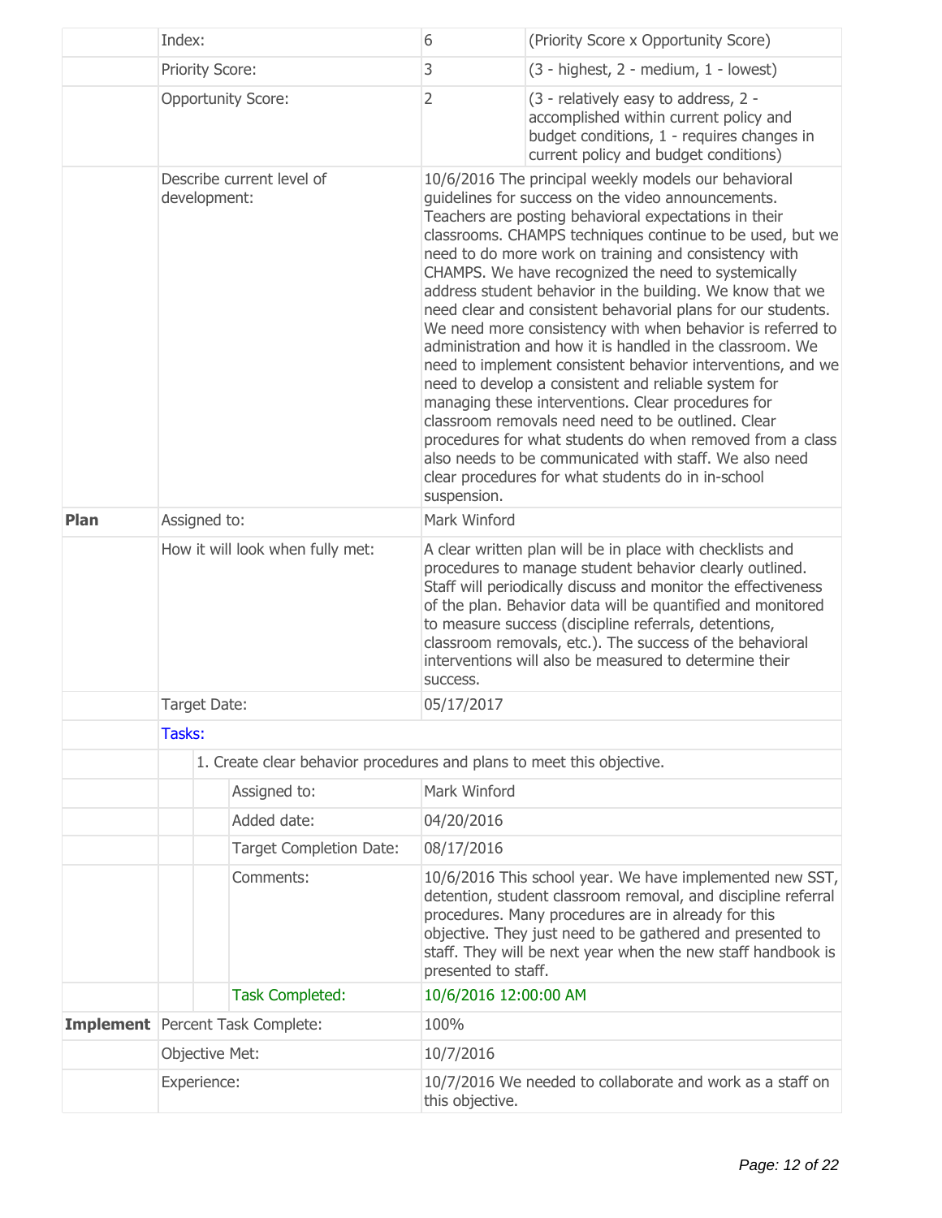| | | | |
|---|---|---|---|
| | Index: | 6 | (Priority Score x Opportunity Score) |
| | Priority Score: | 3 | (3 - highest, 2 - medium, 1 - lowest) |
| | Opportunity Score: | 2 | (3 - relatively easy to address, 2 - accomplished within current policy and budget conditions, 1 - requires changes in current policy and budget conditions) |
| | Describe current level of development: | 10/6/2016 The principal weekly models our behavioral guidelines for success on the video announcements. Teachers are posting behavioral expectations in their classrooms. CHAMPS techniques continue to be used, but we need to do more work on training and consistency with CHAMPS. We have recognized the need to systemically address student behavior in the building. We know that we need clear and consistent behavorial plans for our students. We need more consistency with when behavior is referred to administration and how it is handled in the classroom. We need to implement consistent behavior interventions, and we need to develop a consistent and reliable system for managing these interventions. Clear procedures for classroom removals need need to be outlined. Clear procedures for what students do when removed from a class also needs to be communicated with staff. We also need clear procedures for what students do in in-school suspension. | |
| **Plan** | Assigned to: | Mark Winford | |
| | How it will look when fully met: | A clear written plan will be in place with checklists and procedures to manage student behavior clearly outlined. Staff will periodically discuss and monitor the effectiveness of the plan. Behavior data will be quantified and monitored to measure success (discipline referrals, detentions, classroom removals, etc.). The success of the behavioral interventions will also be measured to determine their success. | |
| | Target Date: | 05/17/2017 | |
| | Tasks: | | |
| | 1. Create clear behavior procedures and plans to meet this objective. | | |
| | Assigned to: | Mark Winford | |
| | Added date: | 04/20/2016 | |
| | Target Completion Date: | 08/17/2016 | |
| | Comments: | 10/6/2016 This school year. We have implemented new SST, detention, student classroom removal, and discipline referral procedures. Many procedures are in already for this objective. They just need to be gathered and presented to staff. They will be next year when the new staff handbook is presented to staff. | |
| | Task Completed: | 10/6/2016 12:00:00 AM | |
| **Implement** | Percent Task Complete: | 100% | |
| | Objective Met: | 10/7/2016 | |
| | Experience: | 10/7/2016 We needed to collaborate and work as a staff on this objective. | |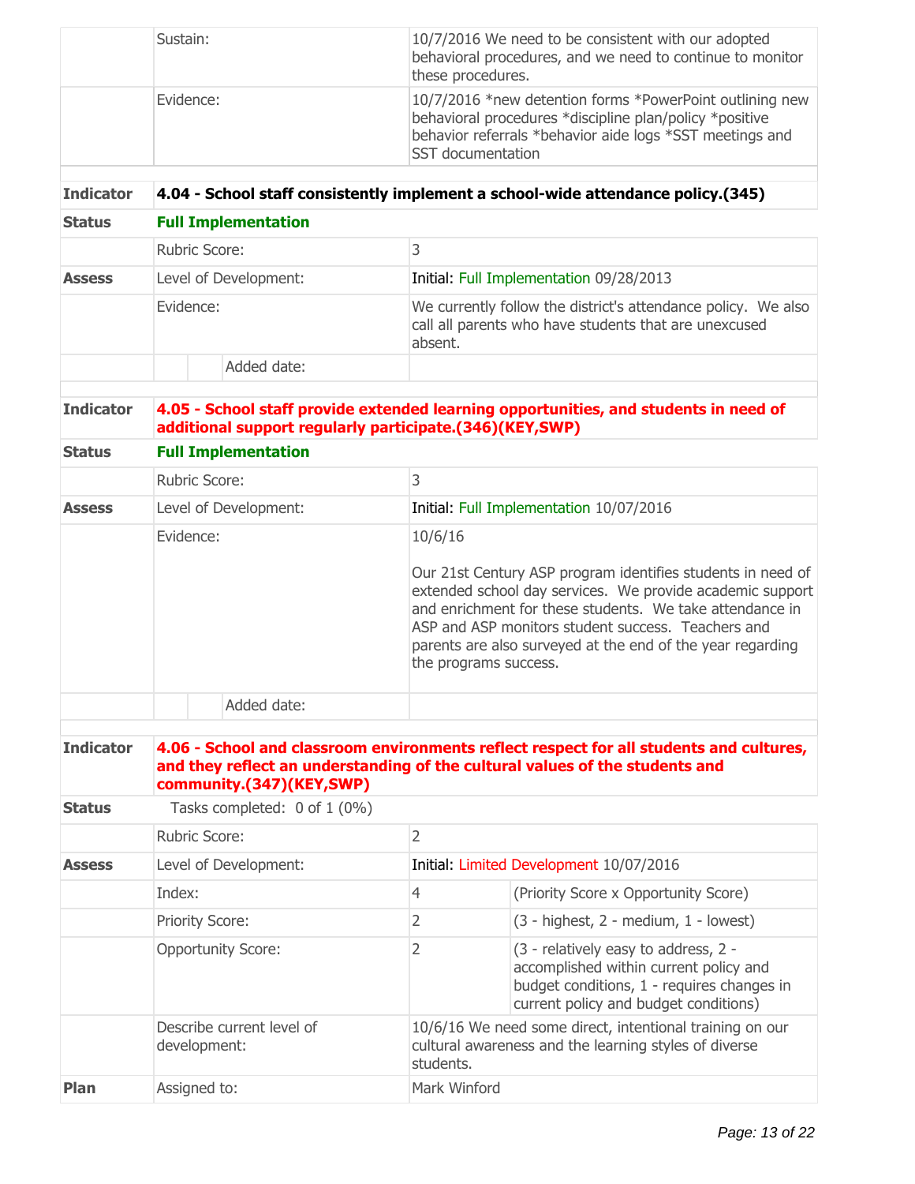| | | |
|---|---|---|
| | Sustain: | 10/7/2016 We need to be consistent with our adopted behavioral procedures, and we need to continue to monitor these procedures. |
| | Evidence: | 10/7/2016 *new detention forms *PowerPoint outlining new behavioral procedures *discipline plan/policy *positive behavior referrals *behavior aide logs *SST meetings and SST documentation |

| | | |
|---|---|---|
| **Indicator** | **4.04 - School staff consistently implement a school-wide attendance policy.(345)** | |
| **Status** | **Full Implementation** | |
| | Rubric Score: | 3 |
| **Assess** | Level of Development: | Initial: Full Implementation 09/28/2013 |
| | Evidence: | We currently follow the district's attendance policy. We also call all parents who have students that are unexcused absent. |
| | Added date: | |

| | | |
|---|---|---|
| **Indicator** | **4.05 - School staff provide extended learning opportunities, and students in need of additional support regularly participate.(346)(KEY,SWP)** | |
| **Status** | **Full Implementation** | |
| | Rubric Score: | 3 |
| **Assess** | Level of Development: | Initial: Full Implementation 10/07/2016 |
| | Evidence: | 10/6/16<br><br>Our 21st Century ASP program identifies students in need of extended school day services. We provide academic support and enrichment for these students. We take attendance in ASP and ASP monitors student success. Teachers and parents are also surveyed at the end of the year regarding the programs success. |
| | Added date: | |

| | | | |
|---|---|---|---|
| **Indicator** | **4.06 - School and classroom environments reflect respect for all students and cultures, and they reflect an understanding of the cultural values of the students and community.(347)(KEY,SWP)** | | |
| **Status** | Tasks completed: 0 of 1 (0%) | | |
| | Rubric Score: | 2 | |
| **Assess** | Level of Development: | Initial: Limited Development 10/07/2016 | |
| | Index: | 4 | (Priority Score x Opportunity Score) |
| | Priority Score: | 2 | (3 - highest, 2 - medium, 1 - lowest) |
| | Opportunity Score: | 2 | (3 - relatively easy to address, 2 - accomplished within current policy and budget conditions, 1 - requires changes in current policy and budget conditions) |
| | Describe current level of development: | 10/6/16 We need some direct, intentional training on our cultural awareness and the learning styles of diverse students. | |
| **Plan** | Assigned to: | Mark Winford | |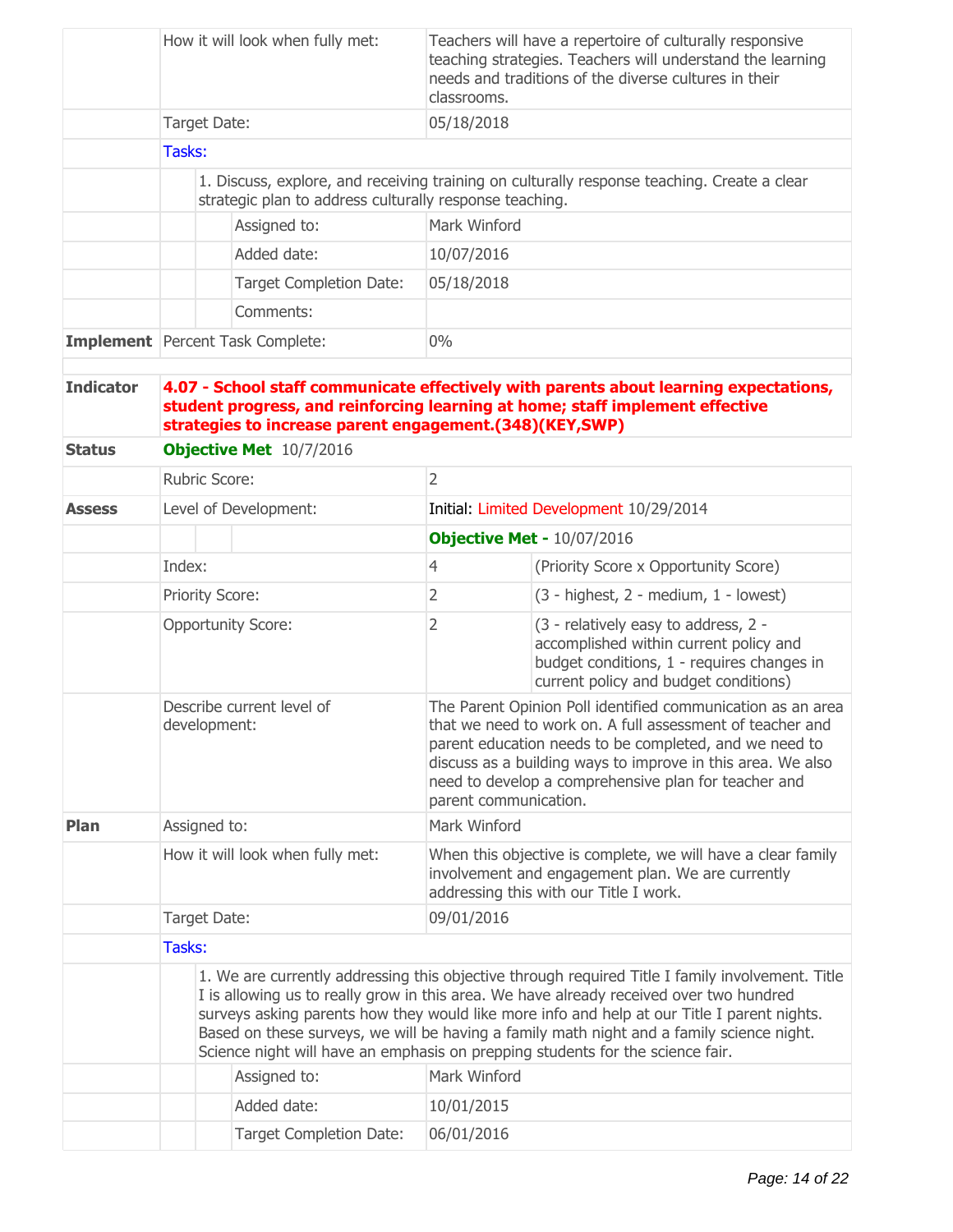| | | | |
|---|---|---|---|
| | How it will look when fully met: | Teachers will have a repertoire of culturally responsive teaching strategies. Teachers will understand the learning needs and traditions of the diverse cultures in their classrooms. | |
| | Target Date: | 05/18/2018 | |
| | Tasks: | | |
| | 1. Discuss, explore, and receiving training on culturally response teaching. Create a clear strategic plan to address culturally response teaching. | | |
| | Assigned to: | Mark Winford | |
| | Added date: | 10/07/2016 | |
| | Target Completion Date: | 05/18/2018 | |
| | Comments: | | |
| **Implement** | Percent Task Complete: | 0% | |
| **Indicator** | **4.07 - School staff communicate effectively with parents about learning expectations, student progress, and reinforcing learning at home; staff implement effective strategies to increase parent engagement.(348)(KEY,SWP)** | | |
| **Status** | **Objective Met** 10/7/2016 | | |
| | Rubric Score: | 2 | |
| **Assess** | Level of Development: | Initial: Limited Development 10/29/2014 | |
| | | **Objective Met -** 10/07/2016 | |
| | Index: | 4 | (Priority Score x Opportunity Score) |
| | Priority Score: | 2 | (3 - highest, 2 - medium, 1 - lowest) |
| | Opportunity Score: | 2 | (3 - relatively easy to address, 2 - accomplished within current policy and budget conditions, 1 - requires changes in current policy and budget conditions) |
| | Describe current level of development: | The Parent Opinion Poll identified communication as an area that we need to work on. A full assessment of teacher and parent education needs to be completed, and we need to discuss as a building ways to improve in this area. We also need to develop a comprehensive plan for teacher and parent communication. | |
| **Plan** | Assigned to: | Mark Winford | |
| | How it will look when fully met: | When this objective is complete, we will have a clear family involvement and engagement plan. We are currently addressing this with our Title I work. | |
| | Target Date: | 09/01/2016 | |
| | Tasks: | | |
| | 1. We are currently addressing this objective through required Title I family involvement. Title I is allowing us to really grow in this area. We have already received over two hundred surveys asking parents how they would like more info and help at our Title I parent nights. Based on these surveys, we will be having a family math night and a family science night. Science night will have an emphasis on prepping students for the science fair. | | |
| | Assigned to: | Mark Winford | |
| | Added date: | 10/01/2015 | |
| | Target Completion Date: | 06/01/2016 | |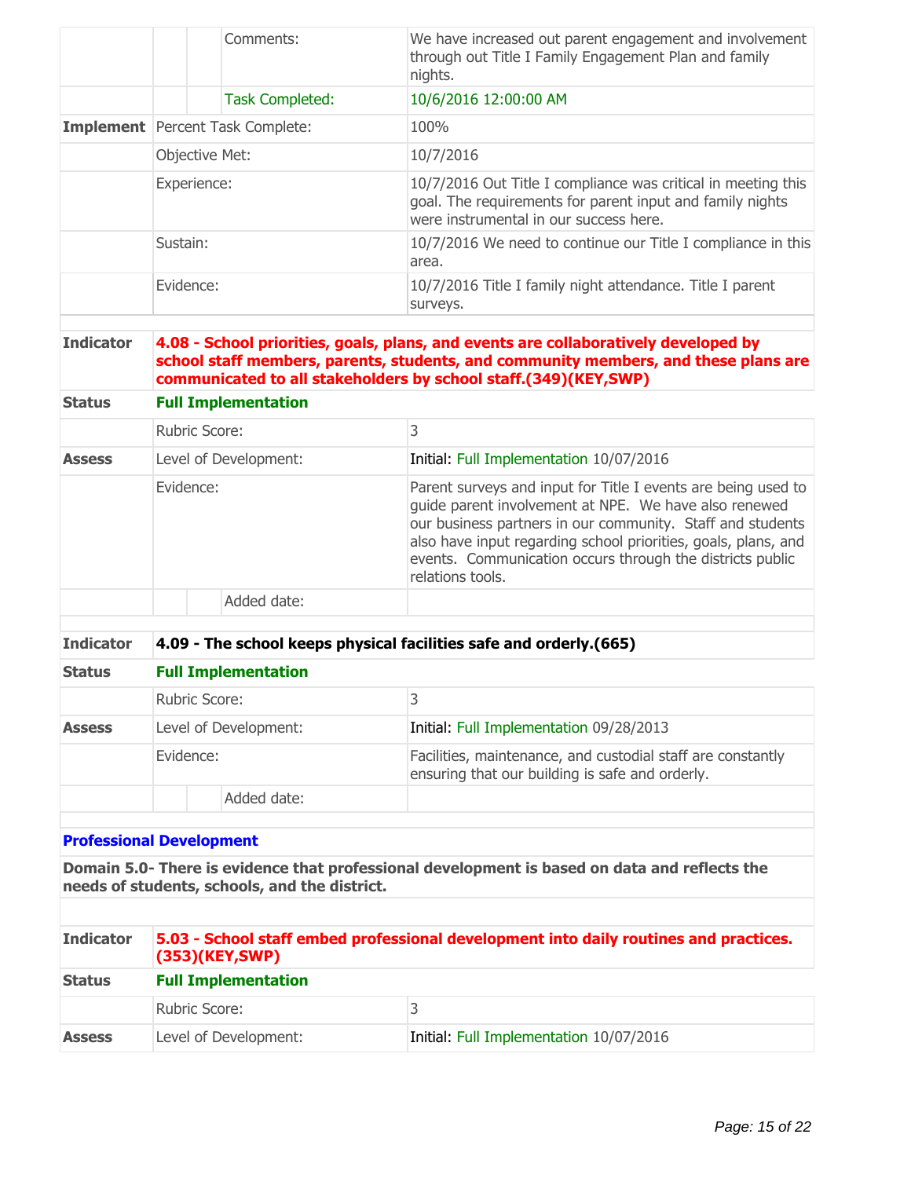| | | |
|---|---|---|
| | Comments: | We have increased out parent engagement and involvement through out Title I Family Engagement Plan and family nights. |
| | Task Completed: | 10/6/2016 12:00:00 AM |
| **Implement** | Percent Task Complete: | 100% |
| | Objective Met: | 10/7/2016 |
| | Experience: | 10/7/2016 Out Title I compliance was critical in meeting this goal. The requirements for parent input and family nights were instrumental in our success here. |
| | Sustain: | 10/7/2016 We need to continue our Title I compliance in this area. |
| | Evidence: | 10/7/2016 Title I family night attendance. Title I parent surveys. |

| | | |
|---|---|---|
| **Indicator** | **4.08 - School priorities, goals, plans, and events are collaboratively developed by school staff members, parents, students, and community members, and these plans are communicated to all stakeholders by school staff.(349)(KEY,SWP)** | |
| **Status** | **Full Implementation** | |
| | Rubric Score: | 3 |
| **Assess** | Level of Development: | Initial: Full Implementation 10/07/2016 |
| | Evidence: | Parent surveys and input for Title I events are being used to guide parent involvement at NPE. We have also renewed our business partners in our community. Staff and students also have input regarding school priorities, goals, plans, and events. Communication occurs through the districts public relations tools. |
| | Added date: | |

| | | |
|---|---|---|
| **Indicator** | **4.09 - The school keeps physical facilities safe and orderly.(665)** | |
| **Status** | **Full Implementation** | |
| | Rubric Score: | 3 |
| **Assess** | Level of Development: | Initial: Full Implementation 09/28/2013 |
| | Evidence: | Facilities, maintenance, and custodial staff are constantly ensuring that our building is safe and orderly. |
| | Added date: | |

## Professional Development

**Domain 5.0- There is evidence that professional development is based on data and reflects the needs of students, schools, and the district.**

| | | |
|---|---|---|
| **Indicator** | **5.03 - School staff embed professional development into daily routines and practices.(353)(KEY,SWP)** | |
| **Status** | **Full Implementation** | |
| | Rubric Score: | 3 |
| **Assess** | Level of Development: | Initial: Full Implementation 10/07/2016 |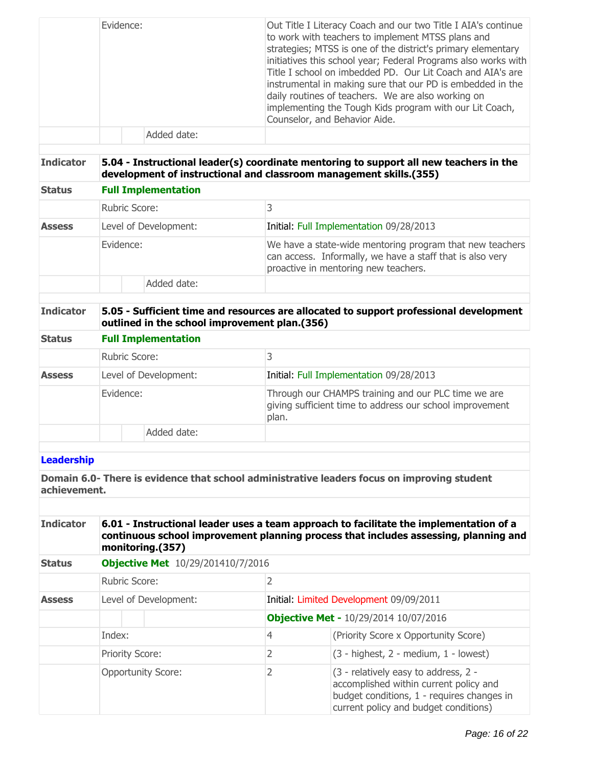| | | |
|---|---|---|
| | Evidence: | Out Title I Literacy Coach and our two Title I AIA's continue to work with teachers to implement MTSS plans and strategies; MTSS is one of the district's primary elementary initiatives this school year; Federal Programs also works with Title I school on imbedded PD. Our Lit Coach and AIA's are instrumental in making sure that our PD is embedded in the daily routines of teachers. We are also working on implementing the Tough Kids program with our Lit Coach, Counselor, and Behavior Aide. |
| | Added date: | |

| | | |
|---|---|---|
| **Indicator** | **5.04 - Instructional leader(s) coordinate mentoring to support all new teachers in the development of instructional and classroom management skills.(355)** | |
| **Status** | **Full Implementation** | |
| | Rubric Score: | 3 |
| **Assess** | Level of Development: | Initial: Full Implementation 09/28/2013 |
| | Evidence: | We have a state-wide mentoring program that new teachers can access. Informally, we have a staff that is also very proactive in mentoring new teachers. |
| | Added date: | |

| | | |
|---|---|---|
| **Indicator** | **5.05 - Sufficient time and resources are allocated to support professional development outlined in the school improvement plan.(356)** | |
| **Status** | **Full Implementation** | |
| | Rubric Score: | 3 |
| **Assess** | Level of Development: | Initial: Full Implementation 09/28/2013 |
| | Evidence: | Through our CHAMPS training and our PLC time we are giving sufficient time to address our school improvement plan. |
| | Added date: | |

**Leadership**

**Domain 6.0- There is evidence that school administrative leaders focus on improving student achievement.**

| | | | |
|---|---|---|---|
| **Indicator** | **6.01 - Instructional leader uses a team approach to facilitate the implementation of a continuous school improvement planning process that includes assessing, planning and monitoring.(357)** | | |
| **Status** | **Objective Met** 10/29/201410/7/2016 | | |
| | Rubric Score: | 2 | |
| **Assess** | Level of Development: | Initial: Limited Development 09/09/2011 | |
| | | **Objective Met -** 10/29/2014 10/07/2016 | |
| | Index: | 4 | (Priority Score x Opportunity Score) |
| | Priority Score: | 2 | (3 - highest, 2 - medium, 1 - lowest) |
| | Opportunity Score: | 2 | (3 - relatively easy to address, 2 - accomplished within current policy and budget conditions, 1 - requires changes in current policy and budget conditions) |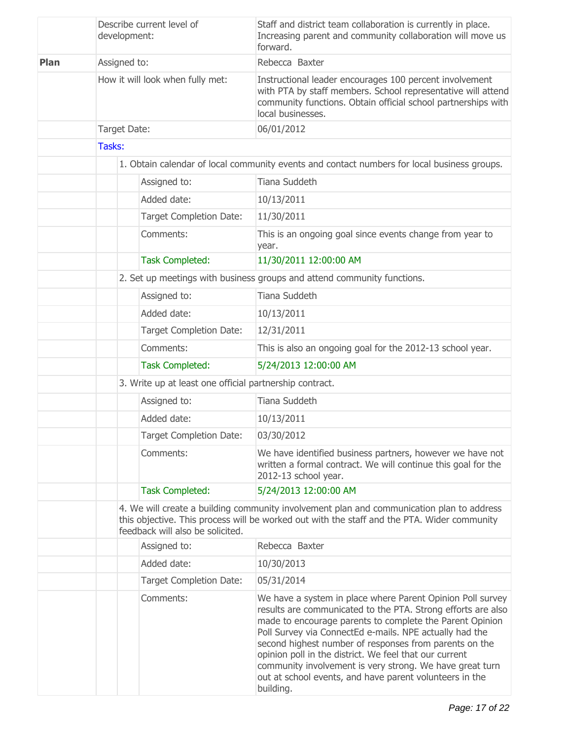| | | |
|---|---|---|
| | Describe current level of development: | Staff and district team collaboration is currently in place. Increasing parent and community collaboration will move us forward. |
| **Plan** | Assigned to: | Rebecca Baxter |
| | How it will look when fully met: | Instructional leader encourages 100 percent involvement with PTA by staff members. School representative will attend community functions. Obtain official school partnerships with local businesses. |
| | Target Date: | 06/01/2012 |
| | Tasks: | |

**1. Obtain calendar of local community events and contact numbers for local business groups.**

| | |
|---|---|
| Assigned to: | Tiana Suddeth |
| Added date: | 10/13/2011 |
| Target Completion Date: | 11/30/2011 |
| Comments: | This is an ongoing goal since events change from year to year. |
| Task Completed: | 11/30/2011 12:00:00 AM |

**2. Set up meetings with business groups and attend community functions.**

| | |
|---|---|
| Assigned to: | Tiana Suddeth |
| Added date: | 10/13/2011 |
| Target Completion Date: | 12/31/2011 |
| Comments: | This is also an ongoing goal for the 2012-13 school year. |
| Task Completed: | 5/24/2013 12:00:00 AM |

**3. Write up at least one official partnership contract.**

| | |
|---|---|
| Assigned to: | Tiana Suddeth |
| Added date: | 10/13/2011 |
| Target Completion Date: | 03/30/2012 |
| Comments: | We have identified business partners, however we have not written a formal contract. We will continue this goal for the 2012-13 school year. |
| Task Completed: | 5/24/2013 12:00:00 AM |

**4. We will create a building community involvement plan and communication plan to address this objective. This process will be worked out with the staff and the PTA. Wider community feedback will also be solicited.**

| | |
|---|---|
| Assigned to: | Rebecca Baxter |
| Added date: | 10/30/2013 |
| Target Completion Date: | 05/31/2014 |
| Comments: | We have a system in place where Parent Opinion Poll survey results are communicated to the PTA. Strong efforts are also made to encourage parents to complete the Parent Opinion Poll Survey via ConnectEd e-mails. NPE actually had the second highest number of responses from parents on the opinion poll in the district. We feel that our current community involvement is very strong. We have great turn out at school events, and have parent volunteers in the building. |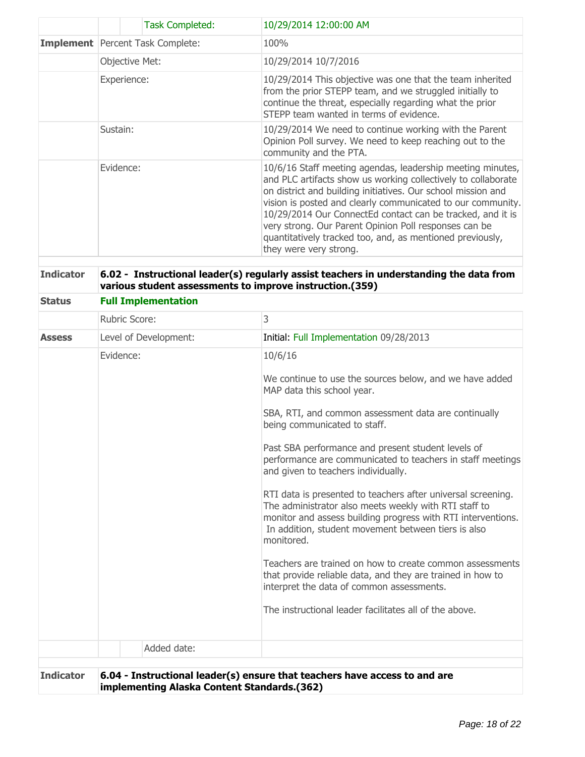| | | |
|---|---|---|
| | Task Completed: | 10/29/2014 12:00:00 AM |
| **Implement** | Percent Task Complete: | 100% |
| | Objective Met: | 10/29/2014 10/7/2016 |
| | Experience: | 10/29/2014 This objective was one that the team inherited from the prior STEPP team, and we struggled initially to continue the threat, especially regarding what the prior STEPP team wanted in terms of evidence. |
| | Sustain: | 10/29/2014 We need to continue working with the Parent Opinion Poll survey. We need to keep reaching out to the community and the PTA. |
| | Evidence: | 10/6/16 Staff meeting agendas, leadership meeting minutes, and PLC artifacts show us working collectively to collaborate on district and building initiatives. Our school mission and vision is posted and clearly communicated to our community. 10/29/2014 Our ConnectEd contact can be tracked, and it is very strong. Our Parent Opinion Poll responses can be quantitatively tracked too, and, as mentioned previously, they were very strong. |

| | |
|---|---|
| **Indicator** | **6.02 - Instructional leader(s) regularly assist teachers in understanding the data from various student assessments to improve instruction.(359)** |
| **Status** | **Full Implementation** |

| | | |
|---|---|---|
| | Rubric Score: | 3 |
| **Assess** | Level of Development: | Initial: Full Implementation 09/28/2013 |
| | Evidence: | 10/6/16<br><br>We continue to use the sources below, and we have added MAP data this school year.<br><br>SBA, RTI, and common assessment data are continually being communicated to staff.<br><br>Past SBA performance and present student levels of performance are communicated to teachers in staff meetings and given to teachers individually.<br><br>RTI data is presented to teachers after universal screening. The administrator also meets weekly with RTI staff to monitor and assess building progress with RTI interventions. In addition, student movement between tiers is also monitored.<br><br>Teachers are trained on how to create common assessments that provide reliable data, and they are trained in how to interpret the data of common assessments.<br><br>The instructional leader facilitates all of the above. |
| | Added date: | |

| | |
|---|---|
| **Indicator** | **6.04 - Instructional leader(s) ensure that teachers have access to and are implementing Alaska Content Standards.(362)** |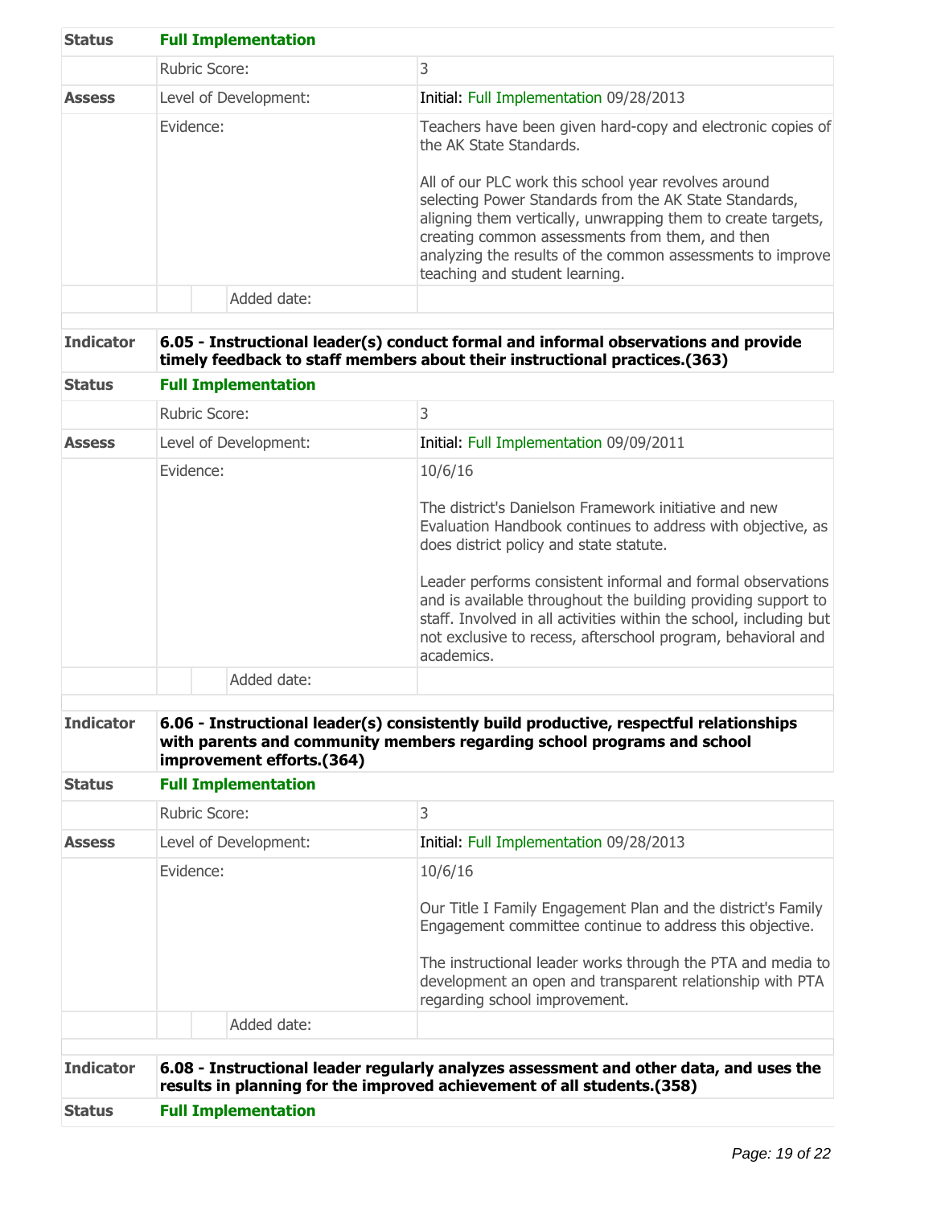| | | |
|---|---|---|
| **Status** | **Full Implementation** | |
| | Rubric Score: | 3 |
| **Assess** | Level of Development: | Initial: Full Implementation 09/28/2013 |
| | Evidence: | Teachers have been given hard-copy and electronic copies of the AK State Standards.<br><br>All of our PLC work this school year revolves around selecting Power Standards from the AK State Standards, aligning them vertically, unwrapping them to create targets, creating common assessments from them, and then analyzing the results of the common assessments to improve teaching and student learning. |
| | Added date: | |

| | | |
|---|---|---|
| **Indicator** | **6.05 - Instructional leader(s) conduct formal and informal observations and provide timely feedback to staff members about their instructional practices.(363)** | |
| **Status** | **Full Implementation** | |
| | Rubric Score: | 3 |
| **Assess** | Level of Development: | Initial: Full Implementation 09/09/2011 |
| | Evidence: | 10/6/16<br><br>The district's Danielson Framework initiative and new Evaluation Handbook continues to address with objective, as does district policy and state statute.<br><br>Leader performs consistent informal and formal observations and is available throughout the building providing support to staff. Involved in all activities within the school, including but not exclusive to recess, afterschool program, behavioral and academics. |
| | Added date: | |

| | | |
|---|---|---|
| **Indicator** | **6.06 - Instructional leader(s) consistently build productive, respectful relationships with parents and community members regarding school programs and school improvement efforts.(364)** | |
| **Status** | **Full Implementation** | |
| | Rubric Score: | 3 |
| **Assess** | Level of Development: | Initial: Full Implementation 09/28/2013 |
| | Evidence: | 10/6/16<br><br>Our Title I Family Engagement Plan and the district's Family Engagement committee continue to address this objective.<br><br>The instructional leader works through the PTA and media to development an open and transparent relationship with PTA regarding school improvement. |
| | Added date: | |

| | |
|---|---|
| **Indicator** | **6.08 - Instructional leader regularly analyzes assessment and other data, and uses the results in planning for the improved achievement of all students.(358)** |
| **Status** | **Full Implementation** |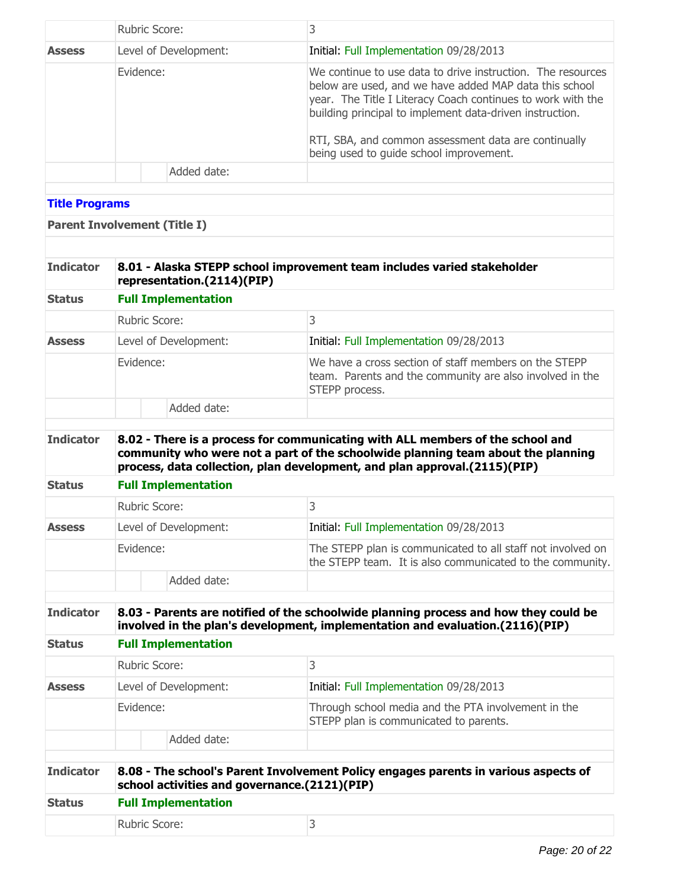| | | |
|---|---|---|
| | Rubric Score: | 3 |
| **Assess** | Level of Development: | Initial: Full Implementation 09/28/2013 |
| | Evidence: | We continue to use data to drive instruction. The resources below are used, and we have added MAP data this school year. The Title I Literacy Coach continues to work with the building principal to implement data-driven instruction.<br><br>RTI, SBA, and common assessment data are continually being used to guide school improvement. |
| | Added date: | |

### Title Programs

**Parent Involvement (Title I)**

| | | |
|---|---|---|
| **Indicator** | **8.01 - Alaska STEPP school improvement team includes varied stakeholder representation.(2114)(PIP)** | |
| **Status** | **Full Implementation** | |
| | Rubric Score: | 3 |
| **Assess** | Level of Development: | Initial: Full Implementation 09/28/2013 |
| | Evidence: | We have a cross section of staff members on the STEPP team. Parents and the community are also involved in the STEPP process. |
| | Added date: | |

| | | |
|---|---|---|
| **Indicator** | **8.02 - There is a process for communicating with ALL members of the school and community who were not a part of the schoolwide planning team about the planning process, data collection, plan development, and plan approval.(2115)(PIP)** | |
| **Status** | **Full Implementation** | |
| | Rubric Score: | 3 |
| **Assess** | Level of Development: | Initial: Full Implementation 09/28/2013 |
| | Evidence: | The STEPP plan is communicated to all staff not involved on the STEPP team. It is also communicated to the community. |
| | Added date: | |

| | | |
|---|---|---|
| **Indicator** | **8.03 - Parents are notified of the schoolwide planning process and how they could be involved in the plan's development, implementation and evaluation.(2116)(PIP)** | |
| **Status** | **Full Implementation** | |
| | Rubric Score: | 3 |
| **Assess** | Level of Development: | Initial: Full Implementation 09/28/2013 |
| | Evidence: | Through school media and the PTA involvement in the STEPP plan is communicated to parents. |
| | Added date: | |

| | | |
|---|---|---|
| **Indicator** | **8.08 - The school's Parent Involvement Policy engages parents in various aspects of school activities and governance.(2121)(PIP)** | |
| **Status** | **Full Implementation** | |
| | Rubric Score: | 3 |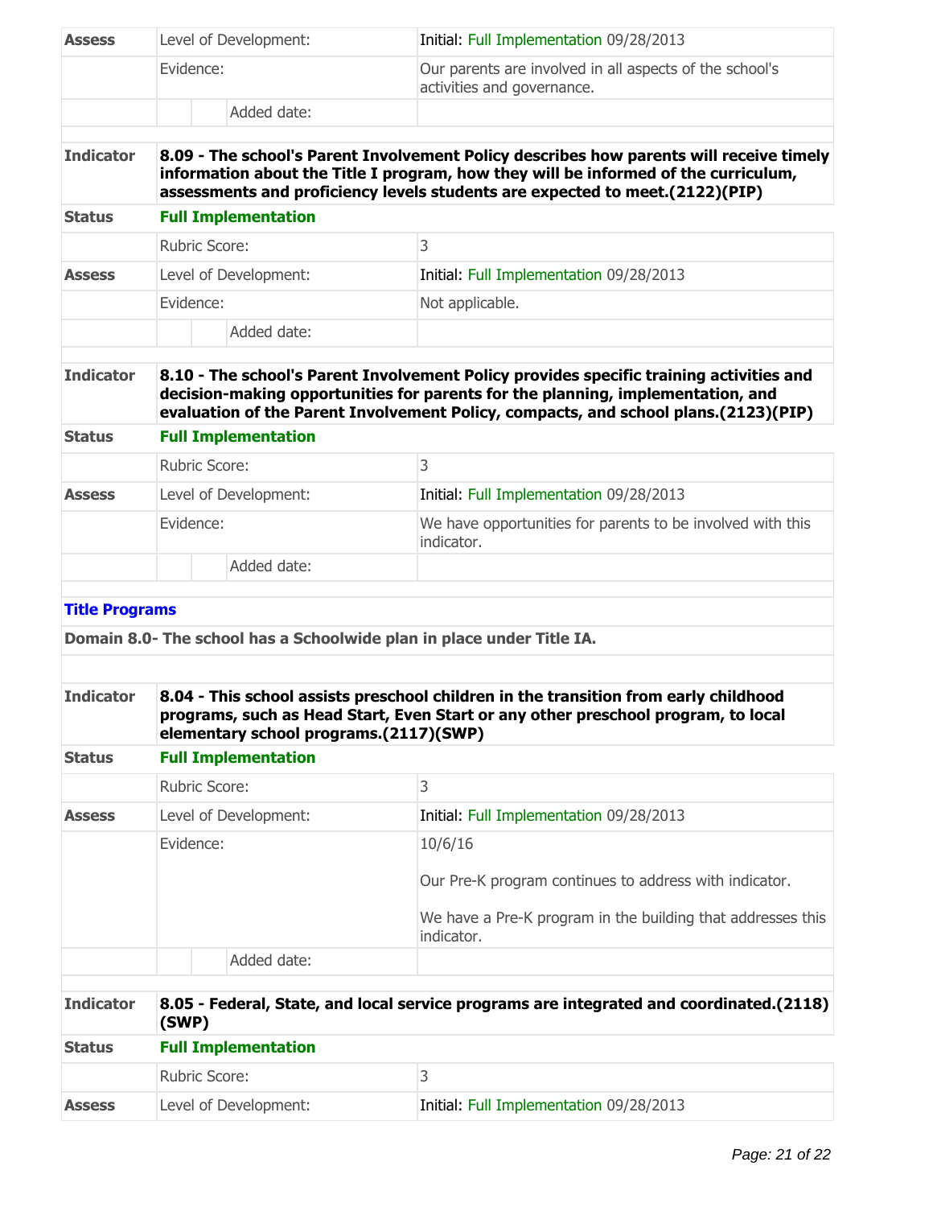| | | |
|---|---|---|
| **Assess** | Level of Development: | Initial: Full Implementation 09/28/2013 |
| | Evidence: | Our parents are involved in all aspects of the school's activities and governance. |
| | Added date: | |

| | |
|---|---|
| **Indicator** | **8.09 - The school's Parent Involvement Policy describes how parents will receive timely information about the Title I program, how they will be informed of the curriculum, assessments and proficiency levels students are expected to meet.(2122)(PIP)** |
| **Status** | **Full Implementation** |

| | | |
|---|---|---|
| | Rubric Score: | 3 |
| **Assess** | Level of Development: | Initial: Full Implementation 09/28/2013 |
| | Evidence: | Not applicable. |
| | Added date: | |

| | |
|---|---|
| **Indicator** | **8.10 - The school's Parent Involvement Policy provides specific training activities and decision-making opportunities for parents for the planning, implementation, and evaluation of the Parent Involvement Policy, compacts, and school plans.(2123)(PIP)** |
| **Status** | **Full Implementation** |

| | | |
|---|---|---|
| | Rubric Score: | 3 |
| **Assess** | Level of Development: | Initial: Full Implementation 09/28/2013 |
| | Evidence: | We have opportunities for parents to be involved with this indicator. |
| | Added date: | |

**Title Programs**

**Domain 8.0- The school has a Schoolwide plan in place under Title IA.**

| | |
|---|---|
| **Indicator** | **8.04 - This school assists preschool children in the transition from early childhood programs, such as Head Start, Even Start or any other preschool program, to local elementary school programs.(2117)(SWP)** |
| **Status** | **Full Implementation** |

| | | |
|---|---|---|
| | Rubric Score: | 3 |
| **Assess** | Level of Development: | Initial: Full Implementation 09/28/2013 |
| | Evidence: | 10/6/16<br><br>Our Pre-K program continues to address with indicator.<br><br>We have a Pre-K program in the building that addresses this indicator. |
| | Added date: | |

| | |
|---|---|
| **Indicator** | **8.05 - Federal, State, and local service programs are integrated and coordinated.(2118)(SWP)** |
| **Status** | **Full Implementation** |

| | | |
|---|---|---|
| | Rubric Score: | 3 |
| **Assess** | Level of Development: | Initial: Full Implementation 09/28/2013 |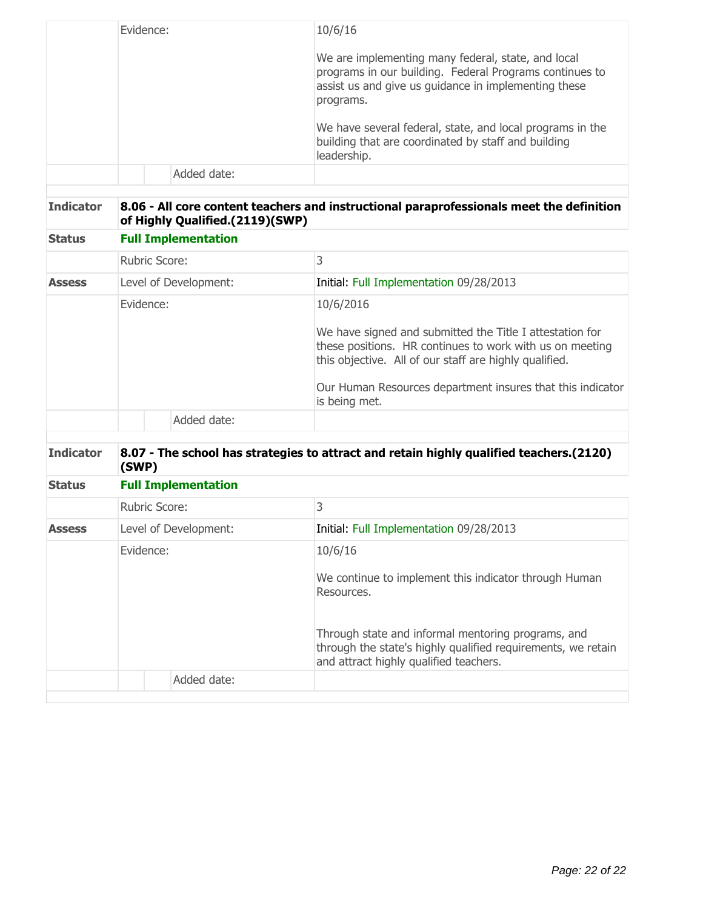| | | | |
|---|---|---|---|
| | Evidence: | | 10/6/16<br><br>We are implementing many federal, state, and local programs in our building. Federal Programs continues to assist us and give us guidance in implementing these programs.<br><br>We have several federal, state, and local programs in the building that are coordinated by staff and building leadership. |
| | | Added date: | |

| | | |
|---|---|---|
| **Indicator** | **8.06 - All core content teachers and instructional paraprofessionals meet the definition of Highly Qualified.(2119)(SWP)** | |
| **Status** | **Full Implementation** | |
| | Rubric Score: | 3 |
| **Assess** | Level of Development: | Initial: Full Implementation 09/28/2013 |
| | Evidence: | 10/6/2016<br><br>We have signed and submitted the Title I attestation for these positions. HR continues to work with us on meeting this objective. All of our staff are highly qualified.<br><br>Our Human Resources department insures that this indicator is being met. |
| | Added date: | |

| | | |
|---|---|---|
| **Indicator** | **8.07 - The school has strategies to attract and retain highly qualified teachers.(2120)(SWP)** | |
| **Status** | **Full Implementation** | |
| | Rubric Score: | 3 |
| **Assess** | Level of Development: | Initial: Full Implementation 09/28/2013 |
| | Evidence: | 10/6/16<br><br>We continue to implement this indicator through Human Resources.<br><br>Through state and informal mentoring programs, and through the state's highly qualified requirements, we retain and attract highly qualified teachers. |
| | Added date: | |